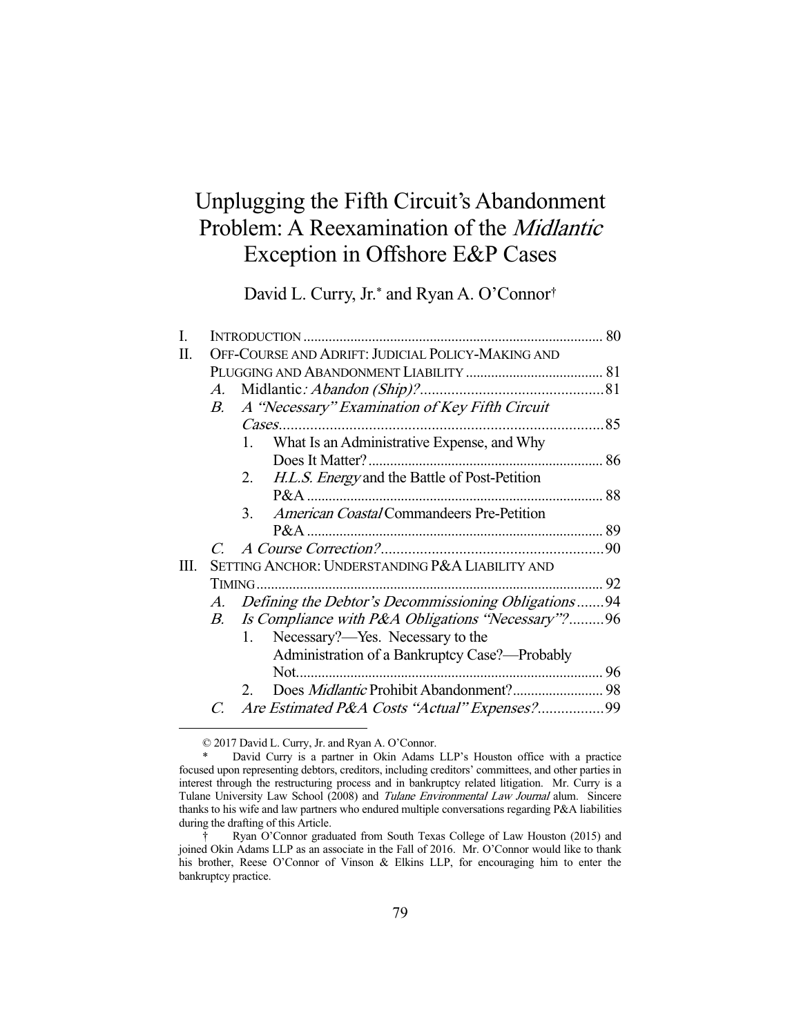# Unplugging the Fifth Circuit's Abandonment Problem: A Reexamination of the *Midlantic* Exception in Offshore E&P Cases

David L. Curry, Jr.* and Ryan A. O'Connor†

| | | | |
|---|---|---|---|
| I. | INTRODUCTION | | 80 |
| II. | OFF-COURSE AND ADRIFT: JUDICIAL POLICY-MAKING AND PLUGGING AND ABANDONMENT LIABILITY | | 81 |
| | *A.* | Midlantic*: Abandon (Ship)?* | 81 |
| | *B.* | *A "Necessary" Examination of Key Fifth Circuit Cases* | 85 |
| | | 1. What Is an Administrative Expense, and Why Does It Matter? | 86 |
| | | 2. *H.L.S. Energy* and the Battle of Post-Petition P&A | 88 |
| | | 3. *American Coastal* Commandeers Pre-Petition P&A | 89 |
| | *C.* | *A Course Correction?* | 90 |
| III. | SETTING ANCHOR: UNDERSTANDING P&A LIABILITY AND TIMING | | 92 |
| | *A.* | *Defining the Debtor's Decommissioning Obligations* | 94 |
| | *B.* | *Is Compliance with P&A Obligations "Necessary"?* | 96 |
| | | 1. Necessary?—Yes. Necessary to the Administration of a Bankruptcy Case?—Probably Not. | 96 |
| | | 2. Does *Midlantic* Prohibit Abandonment? | 98 |
| | *C.* | *Are Estimated P&A Costs "Actual" Expenses?* | 99 |

© 2017 David L. Curry, Jr. and Ryan A. O'Connor.

\* David Curry is a partner in Okin Adams LLP's Houston office with a practice focused upon representing debtors, creditors, including creditors' committees, and other parties in interest through the restructuring process and in bankruptcy related litigation. Mr. Curry is a Tulane University Law School (2008) and *Tulane Environmental Law Journal* alum. Sincere thanks to his wife and law partners who endured multiple conversations regarding P&A liabilities during the drafting of this Article.

† Ryan O'Connor graduated from South Texas College of Law Houston (2015) and joined Okin Adams LLP as an associate in the Fall of 2016. Mr. O'Connor would like to thank his brother, Reese O'Connor of Vinson & Elkins LLP, for encouraging him to enter the bankruptcy practice.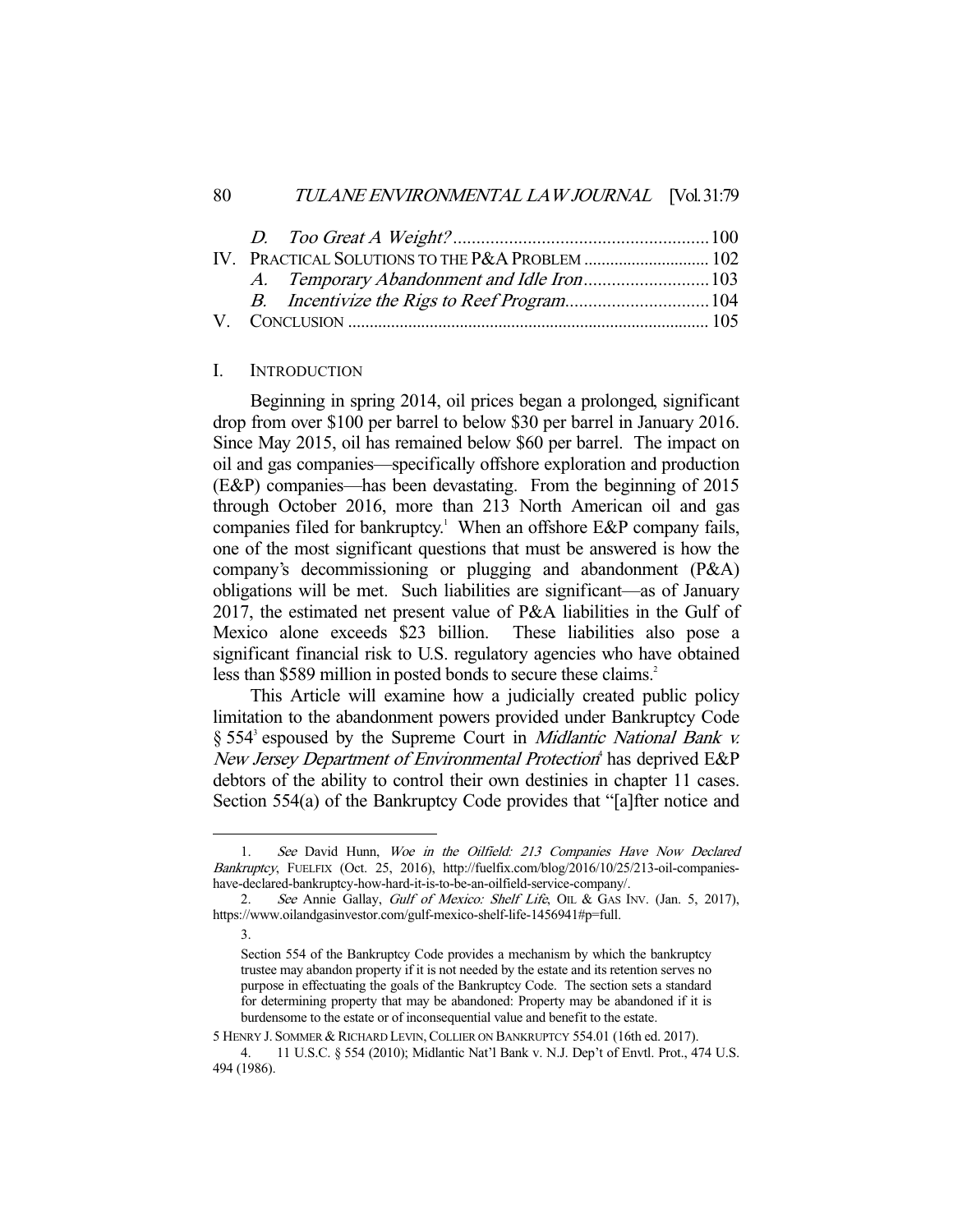D. *Too Great A Weight?* ....................................................... 100

IV. PRACTICAL SOLUTIONS TO THE P&A PROBLEM ............................ 102

A. *Temporary Abandonment and Idle Iron* ........................... 103

B. *Incentivize the Rigs to Reef Program* ............................... 104

V. CONCLUSION ................................................................................. 105

## I. INTRODUCTION

Beginning in spring 2014, oil prices began a prolonged, significant drop from over \$100 per barrel to below \$30 per barrel in January 2016. Since May 2015, oil has remained below \$60 per barrel. The impact on oil and gas companies—specifically offshore exploration and production (E&P) companies—has been devastating. From the beginning of 2015 through October 2016, more than 213 North American oil and gas companies filed for bankruptcy.[1] When an offshore E&P company fails, one of the most significant questions that must be answered is how the company's decommissioning or plugging and abandonment (P&A) obligations will be met. Such liabilities are significant—as of January 2017, the estimated net present value of P&A liabilities in the Gulf of Mexico alone exceeds \$23 billion. These liabilities also pose a significant financial risk to U.S. regulatory agencies who have obtained less than \$589 million in posted bonds to secure these claims.[2]

This Article will examine how a judicially created public policy limitation to the abandonment powers provided under Bankruptcy Code § 554[3] espoused by the Supreme Court in *Midlantic National Bank v. New Jersey Department of Environmental Protection*[4] has deprived E&P debtors of the ability to control their own destinies in chapter 11 cases. Section 554(a) of the Bankruptcy Code provides that "[a]fter notice and

---

1. *See* David Hunn, *Woe in the Oilfield: 213 Companies Have Now Declared Bankruptcy*, FUELFIX (Oct. 25, 2016), http://fuelfix.com/blog/2016/10/25/213-oil-companies-have-declared-bankruptcy-how-hard-it-is-to-be-an-oilfield-service-company/.

2. *See* Annie Gallay, *Gulf of Mexico: Shelf Life*, OIL & GAS INV. (Jan. 5, 2017), https://www.oilandgasinvestor.com/gulf-mexico-shelf-life-1456941#p=full.

3.

> Section 554 of the Bankruptcy Code provides a mechanism by which the bankruptcy trustee may abandon property if it is not needed by the estate and its retention serves no purpose in effectuating the goals of the Bankruptcy Code. The section sets a standard for determining property that may be abandoned: Property may be abandoned if it is burdensome to the estate or of inconsequential value and benefit to the estate.

5 HENRY J. SOMMER & RICHARD LEVIN, COLLIER ON BANKRUPTCY 554.01 (16th ed. 2017).

4. 11 U.S.C. § 554 (2010); Midlantic Nat'l Bank v. N.J. Dep't of Envtl. Prot., 474 U.S. 494 (1986).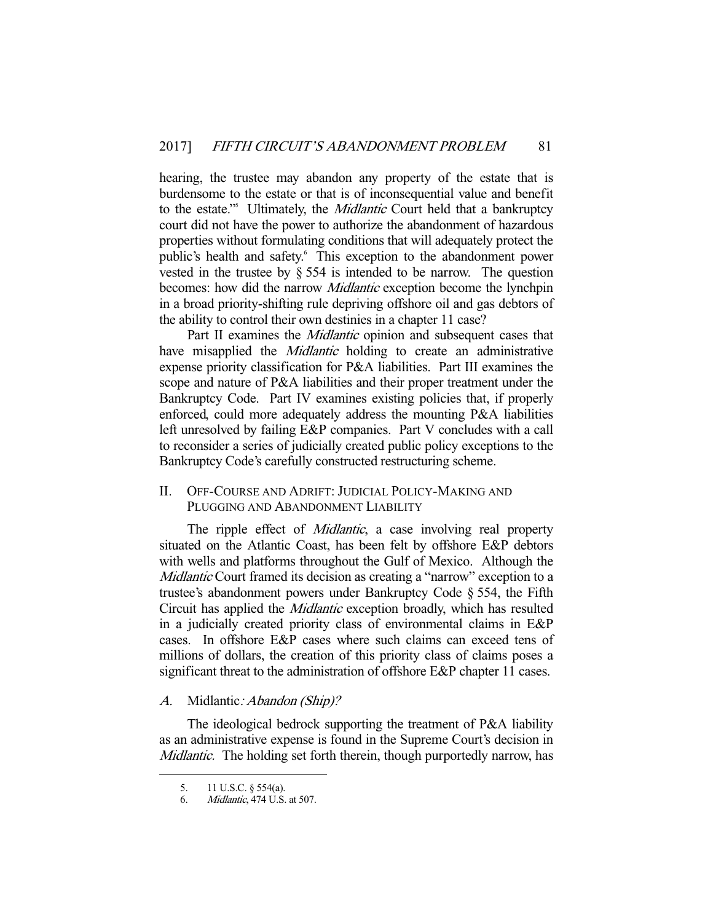hearing, the trustee may abandon any property of the estate that is burdensome to the estate or that is of inconsequential value and benefit to the estate."[5] Ultimately, the *Midlantic* Court held that a bankruptcy court did not have the power to authorize the abandonment of hazardous properties without formulating conditions that will adequately protect the public's health and safety.[6] This exception to the abandonment power vested in the trustee by § 554 is intended to be narrow. The question becomes: how did the narrow *Midlantic* exception become the lynchpin in a broad priority-shifting rule depriving offshore oil and gas debtors of the ability to control their own destinies in a chapter 11 case?

Part II examines the *Midlantic* opinion and subsequent cases that have misapplied the *Midlantic* holding to create an administrative expense priority classification for P&A liabilities. Part III examines the scope and nature of P&A liabilities and their proper treatment under the Bankruptcy Code. Part IV examines existing policies that, if properly enforced, could more adequately address the mounting P&A liabilities left unresolved by failing E&P companies. Part V concludes with a call to reconsider a series of judicially created public policy exceptions to the Bankruptcy Code's carefully constructed restructuring scheme.

## II. Off-Course and Adrift: Judicial Policy-Making and Plugging and Abandonment Liability

The ripple effect of *Midlantic*, a case involving real property situated on the Atlantic Coast, has been felt by offshore E&P debtors with wells and platforms throughout the Gulf of Mexico. Although the *Midlantic* Court framed its decision as creating a "narrow" exception to a trustee's abandonment powers under Bankruptcy Code § 554, the Fifth Circuit has applied the *Midlantic* exception broadly, which has resulted in a judicially created priority class of environmental claims in E&P cases. In offshore E&P cases where such claims can exceed tens of millions of dollars, the creation of this priority class of claims poses a significant threat to the administration of offshore E&P chapter 11 cases.

### *A.* Midlantic*: Abandon (Ship)?*

The ideological bedrock supporting the treatment of P&A liability as an administrative expense is found in the Supreme Court's decision in *Midlantic.* The holding set forth therein, though purportedly narrow, has

---

5. 11 U.S.C. § 554(a).

6. *Midlantic*, 474 U.S. at 507.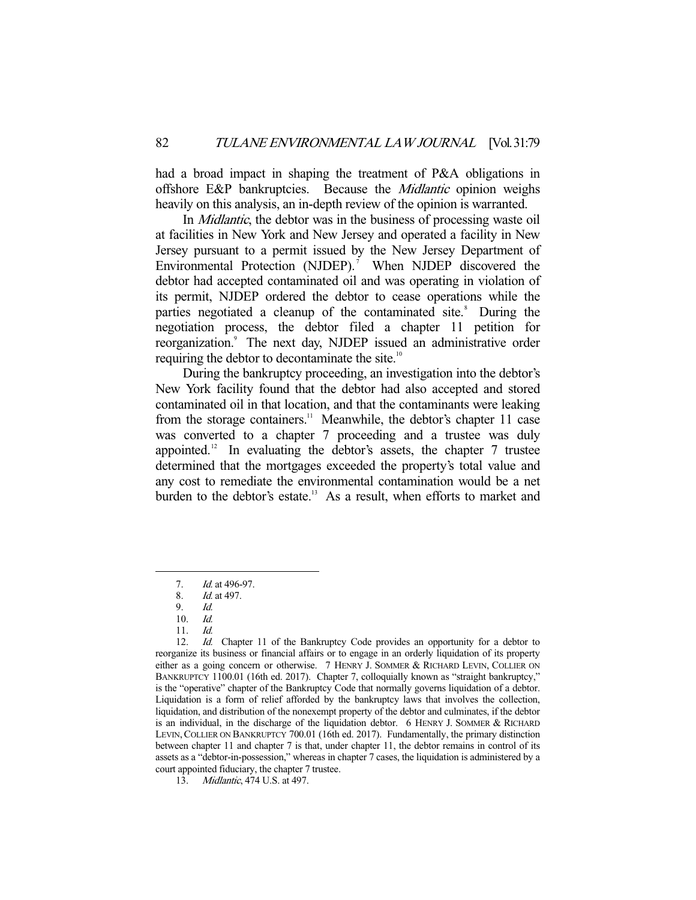had a broad impact in shaping the treatment of P&A obligations in offshore E&P bankruptcies. Because the *Midlantic* opinion weighs heavily on this analysis, an in-depth review of the opinion is warranted.

In *Midlantic*, the debtor was in the business of processing waste oil at facilities in New York and New Jersey and operated a facility in New Jersey pursuant to a permit issued by the New Jersey Department of Environmental Protection (NJDEP).[7] When NJDEP discovered the debtor had accepted contaminated oil and was operating in violation of its permit, NJDEP ordered the debtor to cease operations while the parties negotiated a cleanup of the contaminated site.[8] During the negotiation process, the debtor filed a chapter 11 petition for reorganization.[9] The next day, NJDEP issued an administrative order requiring the debtor to decontaminate the site.[10]

During the bankruptcy proceeding, an investigation into the debtor's New York facility found that the debtor had also accepted and stored contaminated oil in that location, and that the contaminants were leaking from the storage containers.[11] Meanwhile, the debtor's chapter 11 case was converted to a chapter 7 proceeding and a trustee was duly appointed.[12] In evaluating the debtor's assets, the chapter 7 trustee determined that the mortgages exceeded the property's total value and any cost to remediate the environmental contamination would be a net burden to the debtor's estate.[13] As a result, when efforts to market and

---

7. *Id.* at 496-97.

8. *Id.* at 497.

9. *Id.*

10. *Id.*

11. *Id.*

12. *Id.* Chapter 11 of the Bankruptcy Code provides an opportunity for a debtor to reorganize its business or financial affairs or to engage in an orderly liquidation of its property either as a going concern or otherwise. 7 HENRY J. SOMMER & RICHARD LEVIN, COLLIER ON BANKRUPTCY 1100.01 (16th ed. 2017). Chapter 7, colloquially known as "straight bankruptcy," is the "operative" chapter of the Bankruptcy Code that normally governs liquidation of a debtor. Liquidation is a form of relief afforded by the bankruptcy laws that involves the collection, liquidation, and distribution of the nonexempt property of the debtor and culminates, if the debtor is an individual, in the discharge of the liquidation debtor. 6 HENRY J. SOMMER & RICHARD LEVIN, COLLIER ON BANKRUPTCY 700.01 (16th ed. 2017). Fundamentally, the primary distinction between chapter 11 and chapter 7 is that, under chapter 11, the debtor remains in control of its assets as a "debtor-in-possession," whereas in chapter 7 cases, the liquidation is administered by a court appointed fiduciary, the chapter 7 trustee.

13. *Midlantic*, 474 U.S. at 497.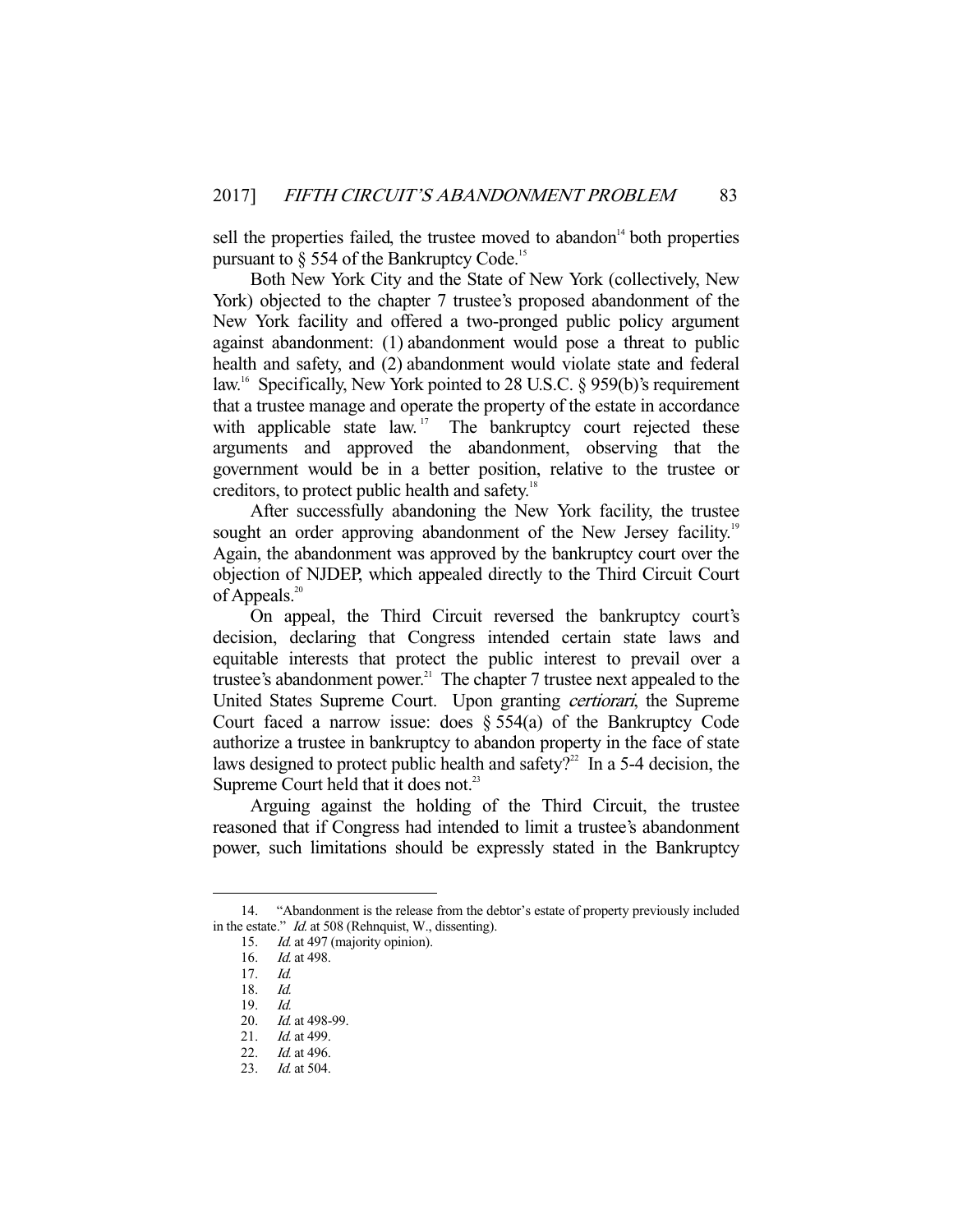sell the properties failed, the trustee moved to abandon[14] both properties pursuant to § 554 of the Bankruptcy Code.[15]

Both New York City and the State of New York (collectively, New York) objected to the chapter 7 trustee's proposed abandonment of the New York facility and offered a two-pronged public policy argument against abandonment: (1) abandonment would pose a threat to public health and safety, and (2) abandonment would violate state and federal law.[16] Specifically, New York pointed to 28 U.S.C. § 959(b)'s requirement that a trustee manage and operate the property of the estate in accordance with applicable state law.[17] The bankruptcy court rejected these arguments and approved the abandonment, observing that the government would be in a better position, relative to the trustee or creditors, to protect public health and safety.[18]

After successfully abandoning the New York facility, the trustee sought an order approving abandonment of the New Jersey facility.[19] Again, the abandonment was approved by the bankruptcy court over the objection of NJDEP, which appealed directly to the Third Circuit Court of Appeals.[20]

On appeal, the Third Circuit reversed the bankruptcy court's decision, declaring that Congress intended certain state laws and equitable interests that protect the public interest to prevail over a trustee's abandonment power.[21] The chapter 7 trustee next appealed to the United States Supreme Court. Upon granting *certiorari*, the Supreme Court faced a narrow issue: does § 554(a) of the Bankruptcy Code authorize a trustee in bankruptcy to abandon property in the face of state laws designed to protect public health and safety?[22] In a 5-4 decision, the Supreme Court held that it does not.[23]

Arguing against the holding of the Third Circuit, the trustee reasoned that if Congress had intended to limit a trustee's abandonment power, such limitations should be expressly stated in the Bankruptcy

---

14. "Abandonment is the release from the debtor's estate of property previously included in the estate." *Id.* at 508 (Rehnquist, W., dissenting).

15. *Id.* at 497 (majority opinion).

16. *Id.* at 498.

17. *Id.*

18. *Id.*

19. *Id.*

20. *Id.* at 498-99.

21. *Id.* at 499.

22. *Id.* at 496.

23. *Id.* at 504.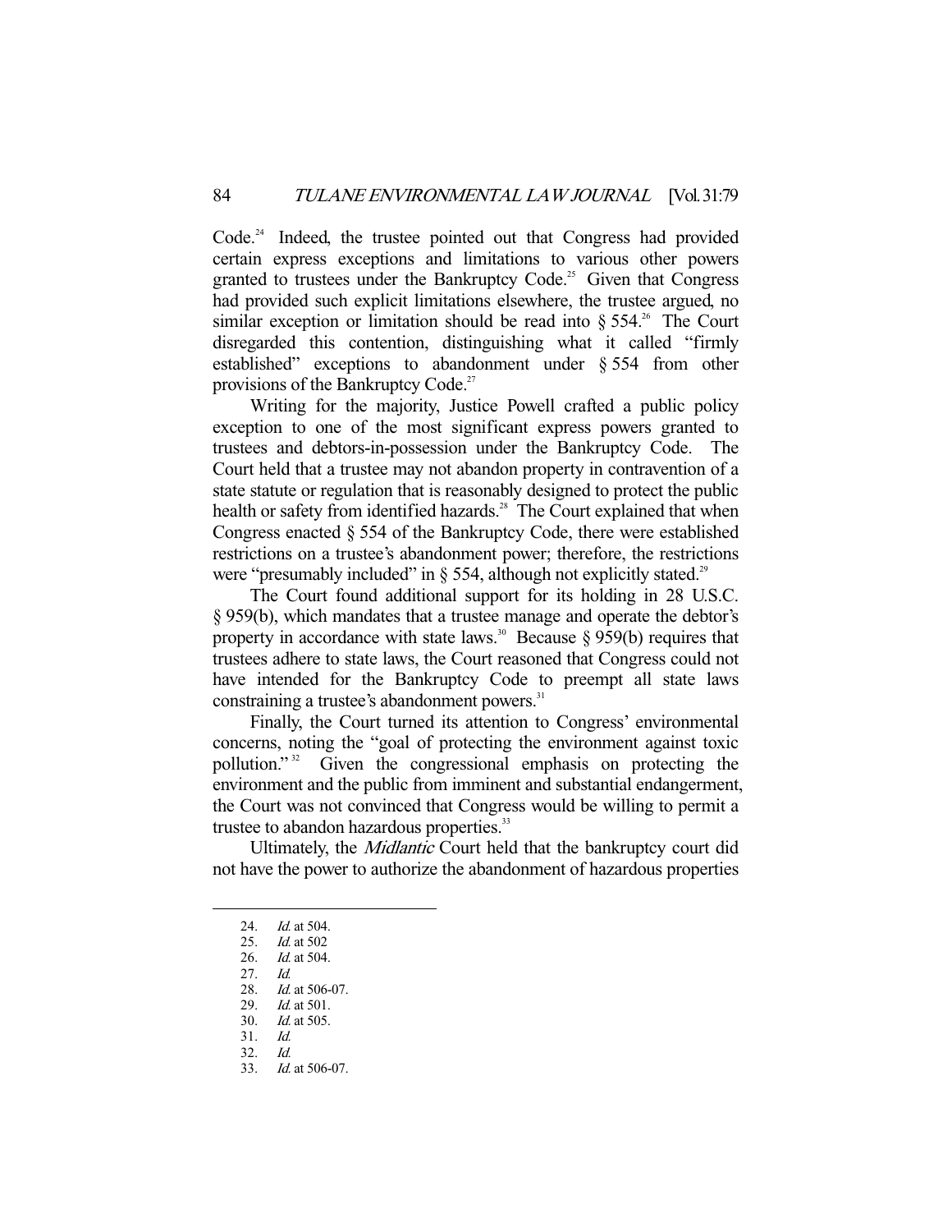Code.[24] Indeed, the trustee pointed out that Congress had provided certain express exceptions and limitations to various other powers granted to trustees under the Bankruptcy Code.[25] Given that Congress had provided such explicit limitations elsewhere, the trustee argued, no similar exception or limitation should be read into § 554.[26] The Court disregarded this contention, distinguishing what it called "firmly established" exceptions to abandonment under § 554 from other provisions of the Bankruptcy Code.[27]

Writing for the majority, Justice Powell crafted a public policy exception to one of the most significant express powers granted to trustees and debtors-in-possession under the Bankruptcy Code. The Court held that a trustee may not abandon property in contravention of a state statute or regulation that is reasonably designed to protect the public health or safety from identified hazards.[28] The Court explained that when Congress enacted § 554 of the Bankruptcy Code, there were established restrictions on a trustee's abandonment power; therefore, the restrictions were "presumably included" in § 554, although not explicitly stated.[29]

The Court found additional support for its holding in 28 U.S.C. § 959(b), which mandates that a trustee manage and operate the debtor's property in accordance with state laws.[30] Because § 959(b) requires that trustees adhere to state laws, the Court reasoned that Congress could not have intended for the Bankruptcy Code to preempt all state laws constraining a trustee's abandonment powers.[31]

Finally, the Court turned its attention to Congress' environmental concerns, noting the "goal of protecting the environment against toxic pollution."[32] Given the congressional emphasis on protecting the environment and the public from imminent and substantial endangerment, the Court was not convinced that Congress would be willing to permit a trustee to abandon hazardous properties.[33]

Ultimately, the *Midlantic* Court held that the bankruptcy court did not have the power to authorize the abandonment of hazardous properties

---

24. *Id.* at 504.
25. *Id.* at 502
26. *Id.* at 504.
27. *Id.*
28. *Id.* at 506-07.
29. *Id.* at 501.
30. *Id.* at 505.
31. *Id.*
32. *Id.*
33. *Id.* at 506-07.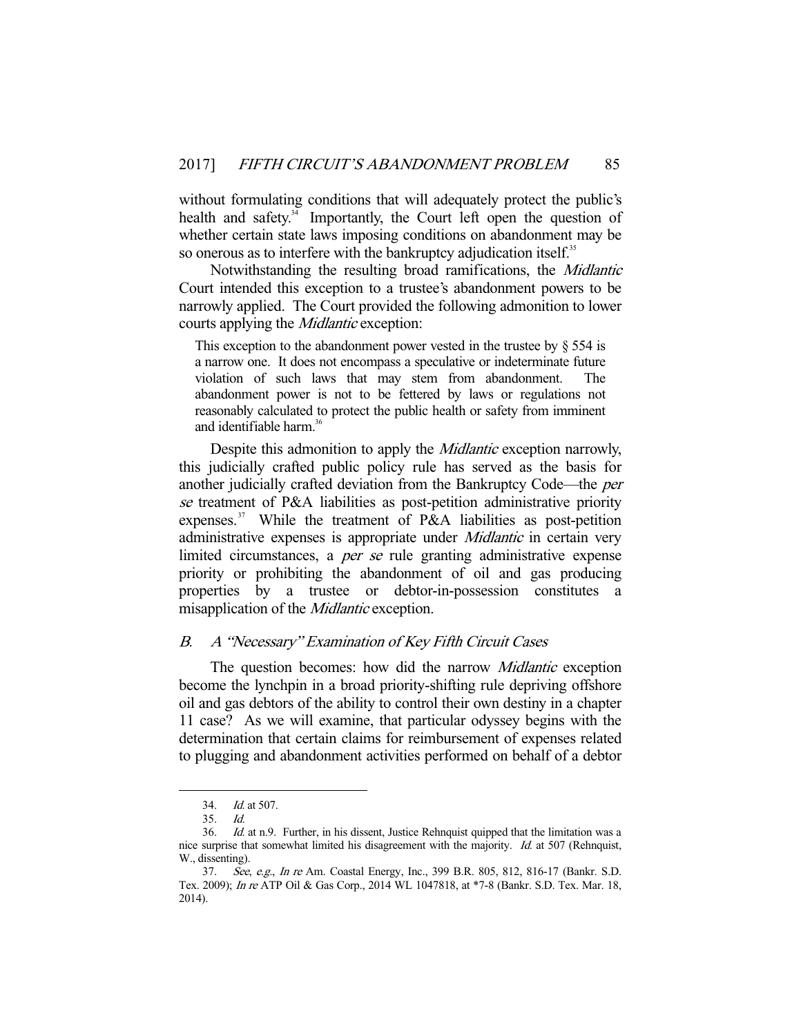without formulating conditions that will adequately protect the public's health and safety.[34] Importantly, the Court left open the question of whether certain state laws imposing conditions on abandonment may be so onerous as to interfere with the bankruptcy adjudication itself.[35]

Notwithstanding the resulting broad ramifications, the *Midlantic* Court intended this exception to a trustee's abandonment powers to be narrowly applied. The Court provided the following admonition to lower courts applying the *Midlantic* exception:

> This exception to the abandonment power vested in the trustee by § 554 is a narrow one. It does not encompass a speculative or indeterminate future violation of such laws that may stem from abandonment. The abandonment power is not to be fettered by laws or regulations not reasonably calculated to protect the public health or safety from imminent and identifiable harm.[36]

Despite this admonition to apply the *Midlantic* exception narrowly, this judicially crafted public policy rule has served as the basis for another judicially crafted deviation from the Bankruptcy Code—the *per se* treatment of P&A liabilities as post-petition administrative priority expenses.[37] While the treatment of P&A liabilities as post-petition administrative expenses is appropriate under *Midlantic* in certain very limited circumstances, a *per se* rule granting administrative expense priority or prohibiting the abandonment of oil and gas producing properties by a trustee or debtor-in-possession constitutes a misapplication of the *Midlantic* exception.

### *B. A "Necessary" Examination of Key Fifth Circuit Cases*

The question becomes: how did the narrow *Midlantic* exception become the lynchpin in a broad priority-shifting rule depriving offshore oil and gas debtors of the ability to control their own destiny in a chapter 11 case? As we will examine, that particular odyssey begins with the determination that certain claims for reimbursement of expenses related to plugging and abandonment activities performed on behalf of a debtor

---

34. *Id.* at 507.

35. *Id.*

36. *Id.* at n.9. Further, in his dissent, Justice Rehnquist quipped that the limitation was a nice surprise that somewhat limited his disagreement with the majority. *Id.* at 507 (Rehnquist, W., dissenting).

37. *See, e.g.*, *In re* Am. Coastal Energy, Inc., 399 B.R. 805, 812, 816-17 (Bankr. S.D. Tex. 2009); *In re* ATP Oil & Gas Corp., 2014 WL 1047818, at *7-8 (Bankr. S.D. Tex. Mar. 18, 2014).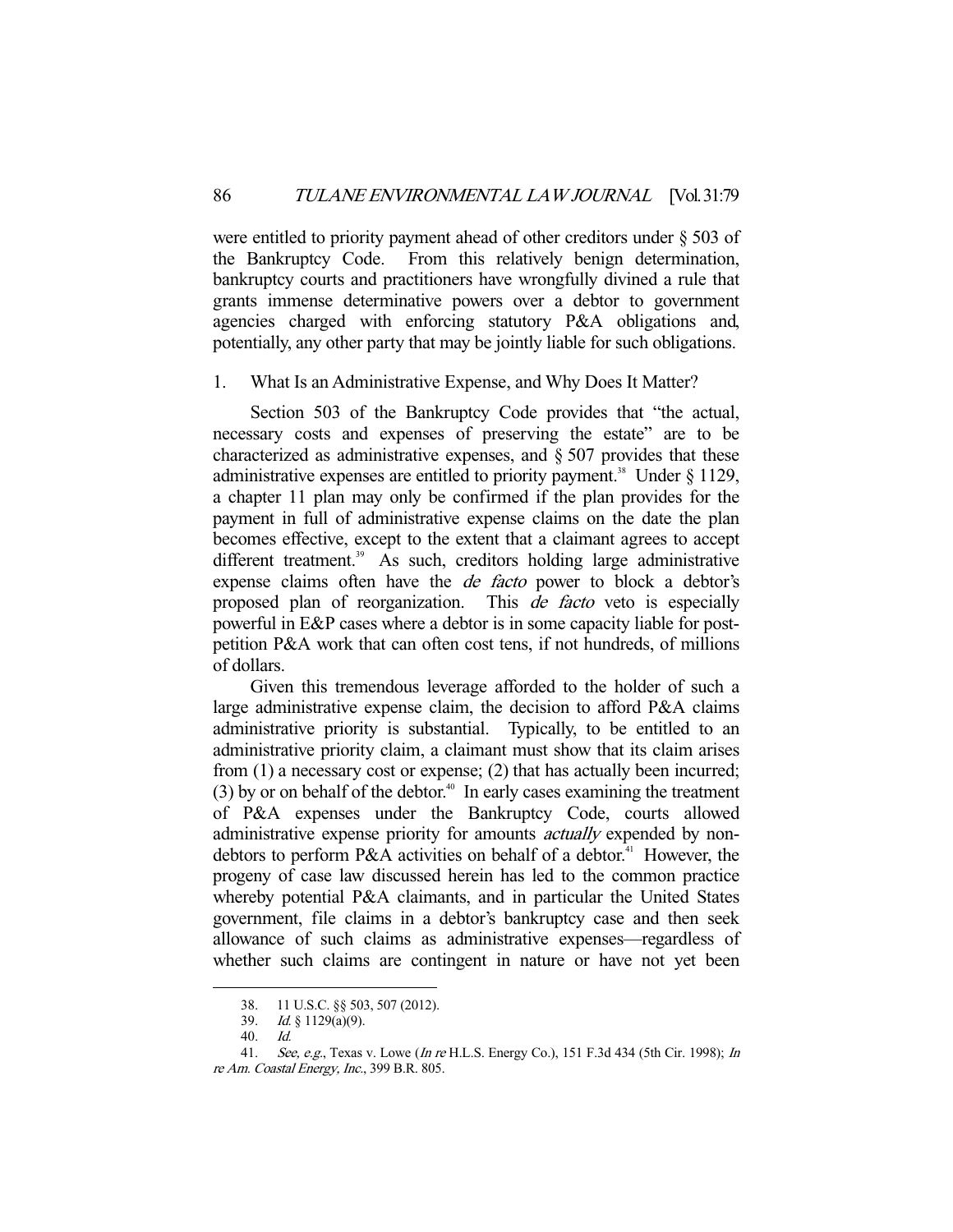were entitled to priority payment ahead of other creditors under § 503 of the Bankruptcy Code. From this relatively benign determination, bankruptcy courts and practitioners have wrongfully divined a rule that grants immense determinative powers over a debtor to government agencies charged with enforcing statutory P&A obligations and, potentially, any other party that may be jointly liable for such obligations.

### 1. What Is an Administrative Expense, and Why Does It Matter?

Section 503 of the Bankruptcy Code provides that "the actual, necessary costs and expenses of preserving the estate" are to be characterized as administrative expenses, and § 507 provides that these administrative expenses are entitled to priority payment.[38] Under § 1129, a chapter 11 plan may only be confirmed if the plan provides for the payment in full of administrative expense claims on the date the plan becomes effective, except to the extent that a claimant agrees to accept different treatment.[39] As such, creditors holding large administrative expense claims often have the *de facto* power to block a debtor's proposed plan of reorganization. This *de facto* veto is especially powerful in E&P cases where a debtor is in some capacity liable for post-petition P&A work that can often cost tens, if not hundreds, of millions of dollars.

Given this tremendous leverage afforded to the holder of such a large administrative expense claim, the decision to afford P&A claims administrative priority is substantial. Typically, to be entitled to an administrative priority claim, a claimant must show that its claim arises from (1) a necessary cost or expense; (2) that has actually been incurred; (3) by or on behalf of the debtor.[40] In early cases examining the treatment of P&A expenses under the Bankruptcy Code, courts allowed administrative expense priority for amounts *actually* expended by non-debtors to perform P&A activities on behalf of a debtor.[41] However, the progeny of case law discussed herein has led to the common practice whereby potential P&A claimants, and in particular the United States government, file claims in a debtor's bankruptcy case and then seek allowance of such claims as administrative expenses—regardless of whether such claims are contingent in nature or have not yet been

---

38. 11 U.S.C. §§ 503, 507 (2012).

39. *Id.* § 1129(a)(9).

40. *Id.*

41. *See, e.g.*, Texas v. Lowe (*In re* H.L.S. Energy Co.), 151 F.3d 434 (5th Cir. 1998); *In re Am. Coastal Energy, Inc.*, 399 B.R. 805.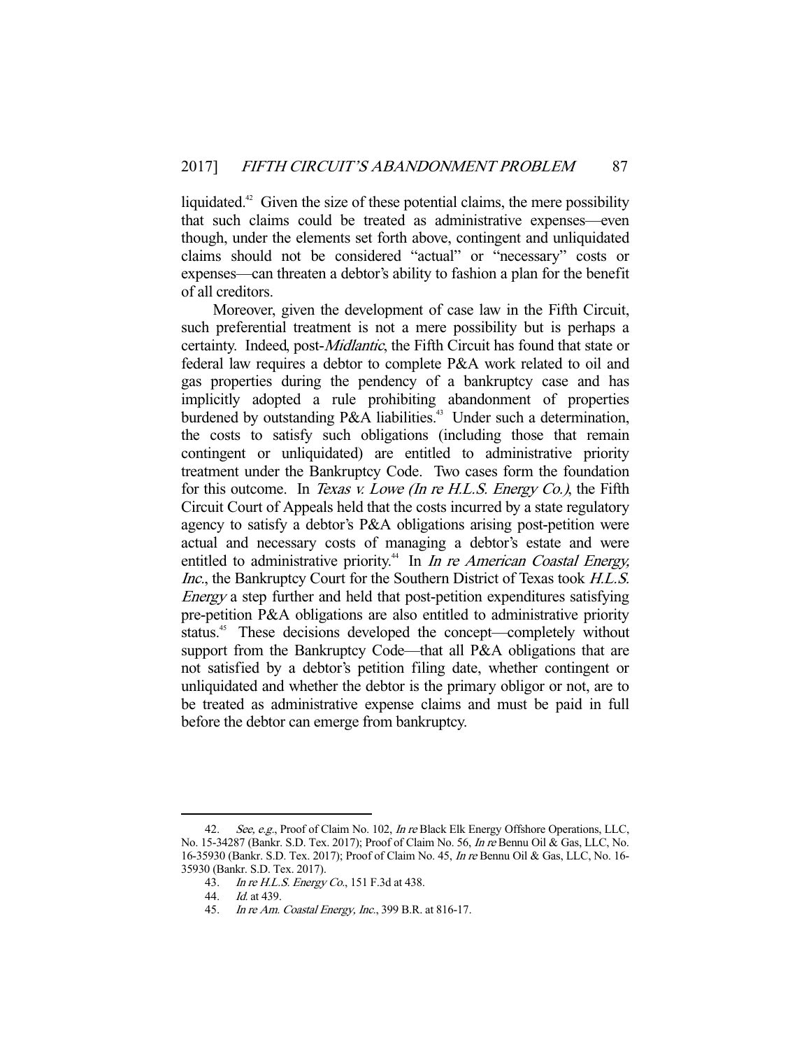liquidated.[42] Given the size of these potential claims, the mere possibility that such claims could be treated as administrative expenses—even though, under the elements set forth above, contingent and unliquidated claims should not be considered "actual" or "necessary" costs or expenses—can threaten a debtor's ability to fashion a plan for the benefit of all creditors.

Moreover, given the development of case law in the Fifth Circuit, such preferential treatment is not a mere possibility but is perhaps a certainty. Indeed, post-*Midlantic*, the Fifth Circuit has found that state or federal law requires a debtor to complete P&A work related to oil and gas properties during the pendency of a bankruptcy case and has implicitly adopted a rule prohibiting abandonment of properties burdened by outstanding P&A liabilities.[43] Under such a determination, the costs to satisfy such obligations (including those that remain contingent or unliquidated) are entitled to administrative priority treatment under the Bankruptcy Code. Two cases form the foundation for this outcome. In *Texas v. Lowe (In re H.L.S. Energy Co.)*, the Fifth Circuit Court of Appeals held that the costs incurred by a state regulatory agency to satisfy a debtor's P&A obligations arising post-petition were actual and necessary costs of managing a debtor's estate and were entitled to administrative priority.[44] In *In re American Coastal Energy, Inc.*, the Bankruptcy Court for the Southern District of Texas took *H.L.S. Energy* a step further and held that post-petition expenditures satisfying pre-petition P&A obligations are also entitled to administrative priority status.[45] These decisions developed the concept—completely without support from the Bankruptcy Code—that all P&A obligations that are not satisfied by a debtor's petition filing date, whether contingent or unliquidated and whether the debtor is the primary obligor or not, are to be treated as administrative expense claims and must be paid in full before the debtor can emerge from bankruptcy.

---

42. *See, e.g.*, Proof of Claim No. 102, *In re* Black Elk Energy Offshore Operations, LLC, No. 15-34287 (Bankr. S.D. Tex. 2017); Proof of Claim No. 56, *In re* Bennu Oil & Gas, LLC, No. 16-35930 (Bankr. S.D. Tex. 2017); Proof of Claim No. 45, *In re* Bennu Oil & Gas, LLC, No. 16-35930 (Bankr. S.D. Tex. 2017).

43. *In re H.L.S. Energy Co.*, 151 F.3d at 438.

44. *Id.* at 439.

45. *In re Am. Coastal Energy, Inc.*, 399 B.R. at 816-17.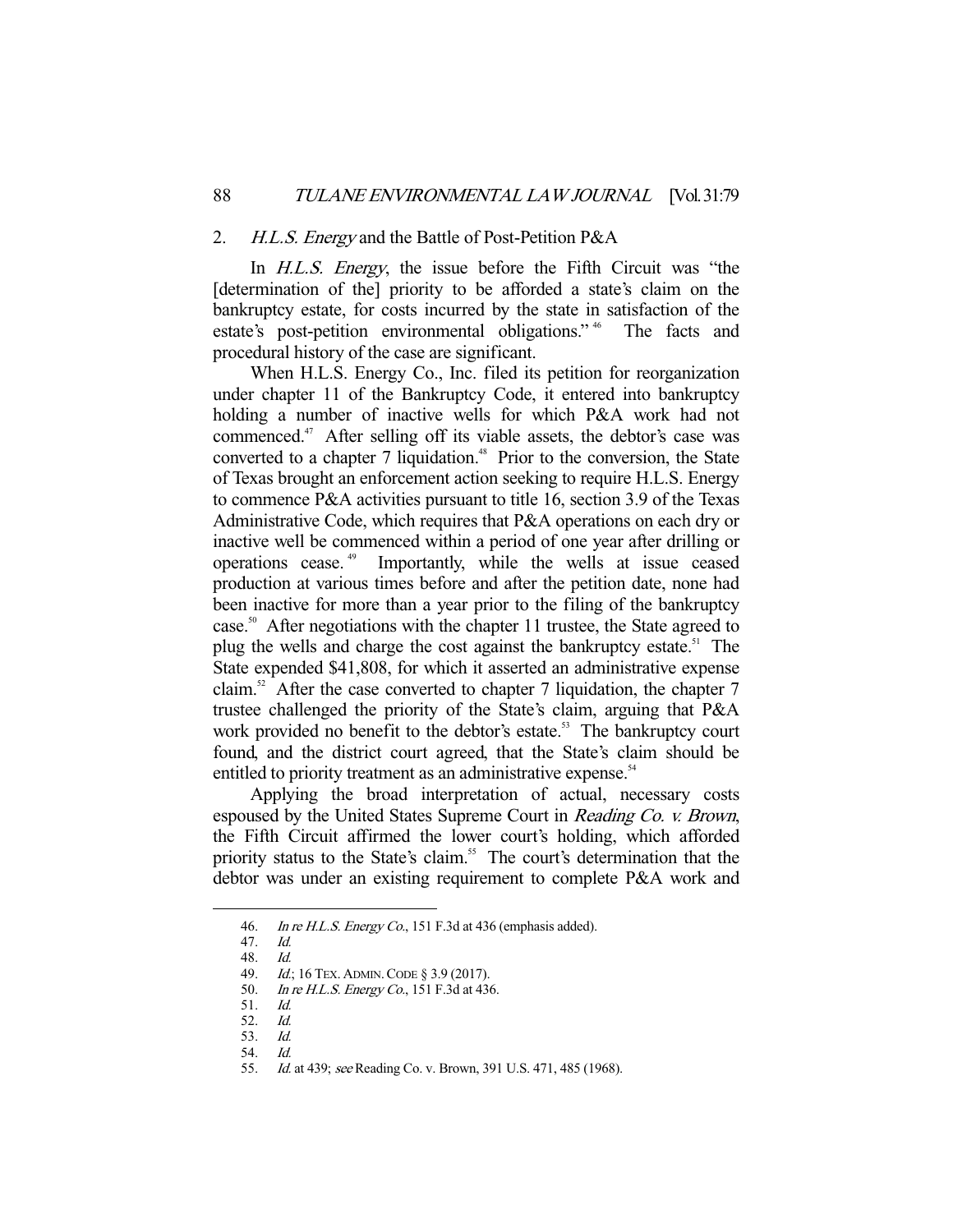### 2. *H.L.S. Energy* and the Battle of Post-Petition P&A

In *H.L.S. Energy*, the issue before the Fifth Circuit was "the [determination of the] priority to be afforded a state's claim on the bankruptcy estate, for costs incurred by the state in satisfaction of the estate's post-petition environmental obligations."[46] The facts and procedural history of the case are significant.

When H.L.S. Energy Co., Inc. filed its petition for reorganization under chapter 11 of the Bankruptcy Code, it entered into bankruptcy holding a number of inactive wells for which P&A work had not commenced.[47] After selling off its viable assets, the debtor's case was converted to a chapter 7 liquidation.[48] Prior to the conversion, the State of Texas brought an enforcement action seeking to require H.L.S. Energy to commence P&A activities pursuant to title 16, section 3.9 of the Texas Administrative Code, which requires that P&A operations on each dry or inactive well be commenced within a period of one year after drilling or operations cease.[49] Importantly, while the wells at issue ceased production at various times before and after the petition date, none had been inactive for more than a year prior to the filing of the bankruptcy case.[50] After negotiations with the chapter 11 trustee, the State agreed to plug the wells and charge the cost against the bankruptcy estate.[51] The State expended $41,808, for which it asserted an administrative expense claim.[52] After the case converted to chapter 7 liquidation, the chapter 7 trustee challenged the priority of the State's claim, arguing that P&A work provided no benefit to the debtor's estate.[53] The bankruptcy court found, and the district court agreed, that the State's claim should be entitled to priority treatment as an administrative expense.[54]

Applying the broad interpretation of actual, necessary costs espoused by the United States Supreme Court in *Reading Co. v. Brown*, the Fifth Circuit affirmed the lower court's holding, which afforded priority status to the State's claim.[55] The court's determination that the debtor was under an existing requirement to complete P&A work and

---

46. *In re H.L.S. Energy Co.*, 151 F.3d at 436 (emphasis added).
47. *Id.*
48. *Id.*
49. *Id.*; 16 TEX. ADMIN. CODE § 3.9 (2017).
50. *In re H.L.S. Energy Co.*, 151 F.3d at 436.
51. *Id.*
52. *Id.*
53. *Id.*
54. *Id.*
55. *Id.* at 439; *see* Reading Co. v. Brown, 391 U.S. 471, 485 (1968).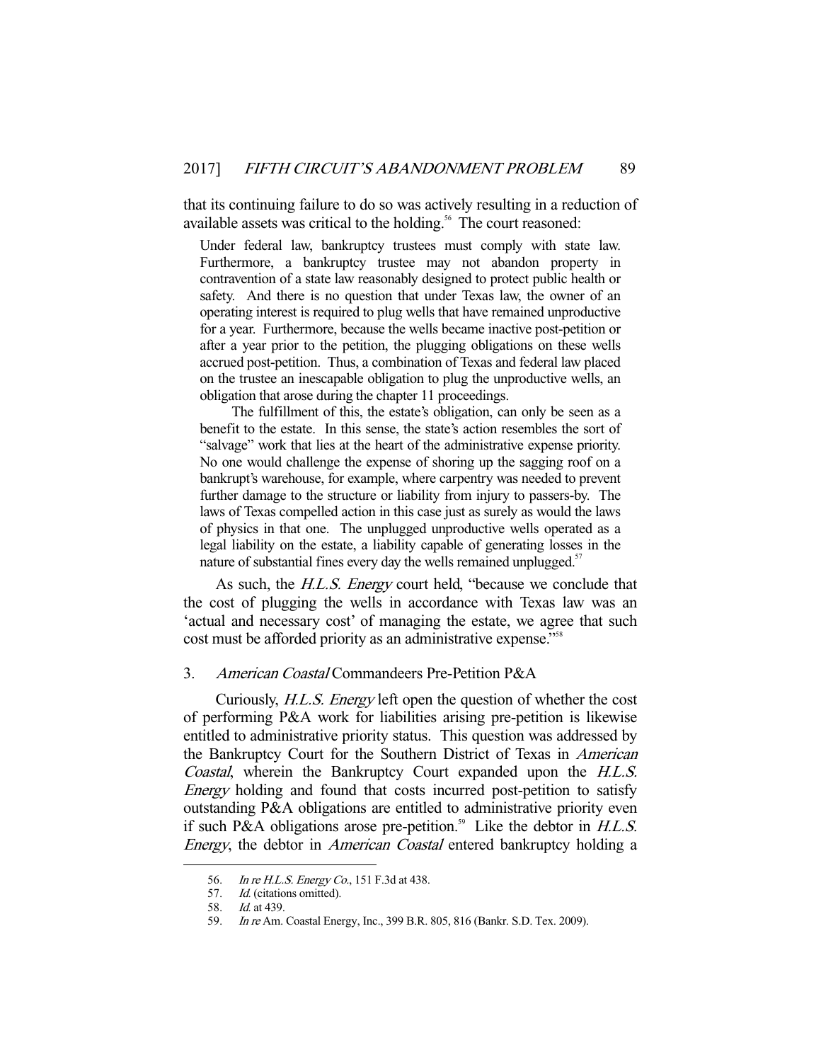that its continuing failure to do so was actively resulting in a reduction of available assets was critical to the holding.[56] The court reasoned:

> Under federal law, bankruptcy trustees must comply with state law. Furthermore, a bankruptcy trustee may not abandon property in contravention of a state law reasonably designed to protect public health or safety. And there is no question that under Texas law, the owner of an operating interest is required to plug wells that have remained unproductive for a year. Furthermore, because the wells became inactive post-petition or after a year prior to the petition, the plugging obligations on these wells accrued post-petition. Thus, a combination of Texas and federal law placed on the trustee an inescapable obligation to plug the unproductive wells, an obligation that arose during the chapter 11 proceedings.
>
> The fulfillment of this, the estate's obligation, can only be seen as a benefit to the estate. In this sense, the state's action resembles the sort of "salvage" work that lies at the heart of the administrative expense priority. No one would challenge the expense of shoring up the sagging roof on a bankrupt's warehouse, for example, where carpentry was needed to prevent further damage to the structure or liability from injury to passers-by. The laws of Texas compelled action in this case just as surely as would the laws of physics in that one. The unplugged unproductive wells operated as a legal liability on the estate, a liability capable of generating losses in the nature of substantial fines every day the wells remained unplugged.[57]

As such, the *H.L.S. Energy* court held, "because we conclude that the cost of plugging the wells in accordance with Texas law was an 'actual and necessary cost' of managing the estate, we agree that such cost must be afforded priority as an administrative expense."[58]

### 3. *American Coastal* Commandeers Pre-Petition P&A

Curiously, *H.L.S. Energy* left open the question of whether the cost of performing P&A work for liabilities arising pre-petition is likewise entitled to administrative priority status. This question was addressed by the Bankruptcy Court for the Southern District of Texas in *American Coastal*, wherein the Bankruptcy Court expanded upon the *H.L.S. Energy* holding and found that costs incurred post-petition to satisfy outstanding P&A obligations are entitled to administrative priority even if such P&A obligations arose pre-petition.[59] Like the debtor in *H.L.S. Energy*, the debtor in *American Coastal* entered bankruptcy holding a

---

56. *In re H.L.S. Energy Co.*, 151 F.3d at 438.
57. *Id.* (citations omitted).
58. *Id.* at 439.
59. *In re* Am. Coastal Energy, Inc., 399 B.R. 805, 816 (Bankr. S.D. Tex. 2009).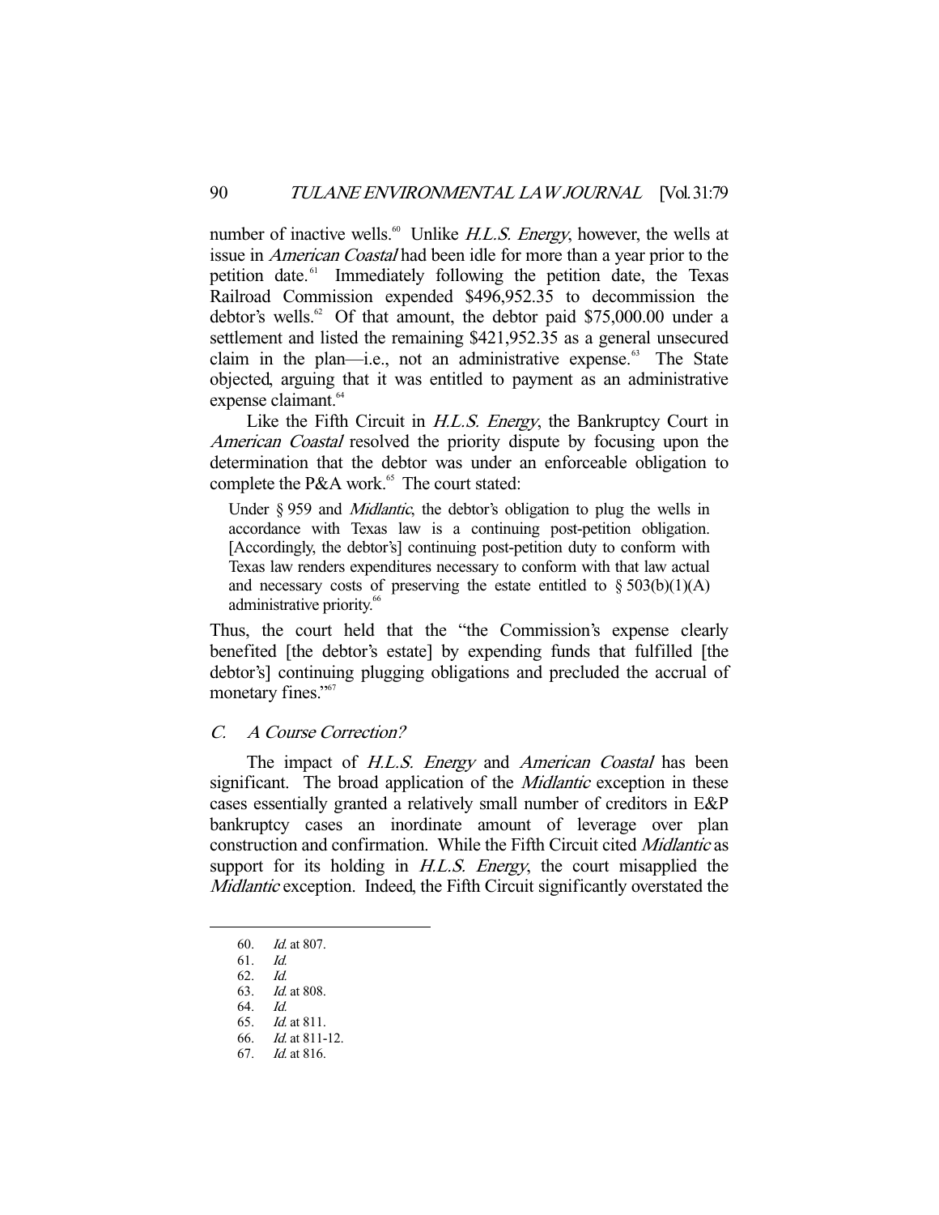number of inactive wells.[60] Unlike *H.L.S. Energy*, however, the wells at issue in *American Coastal* had been idle for more than a year prior to the petition date.[61] Immediately following the petition date, the Texas Railroad Commission expended $496,952.35 to decommission the debtor's wells.[62] Of that amount, the debtor paid $75,000.00 under a settlement and listed the remaining $421,952.35 as a general unsecured claim in the plan—i.e., not an administrative expense.[63] The State objected, arguing that it was entitled to payment as an administrative expense claimant.[64]

Like the Fifth Circuit in *H.L.S. Energy*, the Bankruptcy Court in *American Coastal* resolved the priority dispute by focusing upon the determination that the debtor was under an enforceable obligation to complete the P&A work.[65] The court stated:

> Under § 959 and *Midlantic*, the debtor's obligation to plug the wells in accordance with Texas law is a continuing post-petition obligation. [Accordingly, the debtor's] continuing post-petition duty to conform with Texas law renders expenditures necessary to conform with that law actual and necessary costs of preserving the estate entitled to § 503(b)(1)(A) administrative priority.[66]

Thus, the court held that the "the Commission's expense clearly benefited [the debtor's estate] by expending funds that fulfilled [the debtor's] continuing plugging obligations and precluded the accrual of monetary fines."[67]

### C. A Course Correction?

The impact of *H.L.S. Energy* and *American Coastal* has been significant. The broad application of the *Midlantic* exception in these cases essentially granted a relatively small number of creditors in E&P bankruptcy cases an inordinate amount of leverage over plan construction and confirmation. While the Fifth Circuit cited *Midlantic* as support for its holding in *H.L.S. Energy*, the court misapplied the *Midlantic* exception. Indeed, the Fifth Circuit significantly overstated the

---

60. *Id.* at 807.
61. *Id.*
62. *Id.*
63. *Id.* at 808.
64. *Id.*
65. *Id.* at 811.
66. *Id.* at 811-12.
67. *Id.* at 816.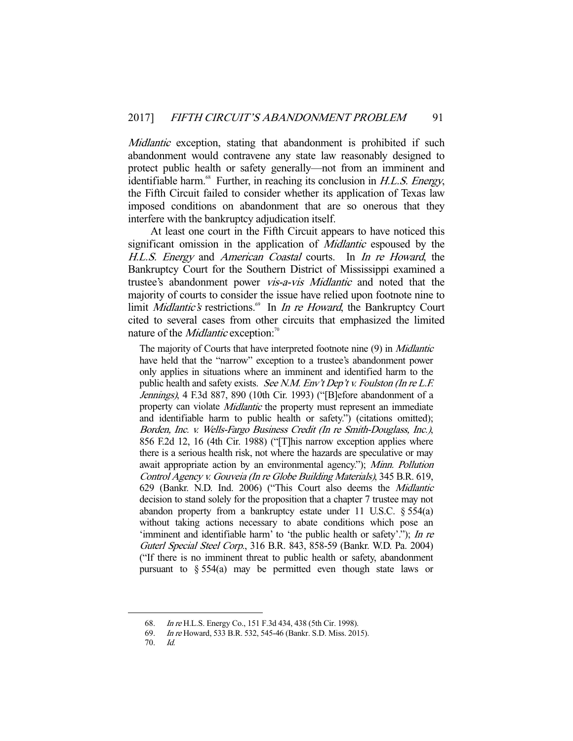*Midlantic* exception, stating that abandonment is prohibited if such abandonment would contravene any state law reasonably designed to protect public health or safety generally—not from an imminent and identifiable harm.[68] Further, in reaching its conclusion in *H.L.S. Energy*, the Fifth Circuit failed to consider whether its application of Texas law imposed conditions on abandonment that are so onerous that they interfere with the bankruptcy adjudication itself.

At least one court in the Fifth Circuit appears to have noticed this significant omission in the application of *Midlantic* espoused by the *H.L.S. Energy* and *American Coastal* courts. In *In re Howard*, the Bankruptcy Court for the Southern District of Mississippi examined a trustee's abandonment power *vis-a-vis Midlantic* and noted that the majority of courts to consider the issue have relied upon footnote nine to limit *Midlantic's* restrictions.[69] In *In re Howard*, the Bankruptcy Court cited to several cases from other circuits that emphasized the limited nature of the *Midlantic* exception:[70]

> The majority of Courts that have interpreted footnote nine (9) in *Midlantic* have held that the "narrow" exception to a trustee's abandonment power only applies in situations where an imminent and identified harm to the public health and safety exists. *See N.M. Env't Dep't v. Foulston (In re L.F. Jennings)*, 4 F.3d 887, 890 (10th Cir. 1993) ("[B]efore abandonment of a property can violate *Midlantic* the property must represent an immediate and identifiable harm to public health or safety.") (citations omitted); *Borden, Inc. v. Wells-Fargo Business Credit (In re Smith-Douglass, Inc.)*, 856 F.2d 12, 16 (4th Cir. 1988) ("[T]his narrow exception applies where there is a serious health risk, not where the hazards are speculative or may await appropriate action by an environmental agency."); *Minn. Pollution Control Agency v. Gouveia (In re Globe Building Materials)*, 345 B.R. 619, 629 (Bankr. N.D. Ind. 2006) ("This Court also deems the *Midlantic* decision to stand solely for the proposition that a chapter 7 trustee may not abandon property from a bankruptcy estate under 11 U.S.C. § 554(a) without taking actions necessary to abate conditions which pose an 'imminent and identifiable harm' to 'the public health or safety'."); *In re Guterl Special Steel Corp.*, 316 B.R. 843, 858-59 (Bankr. W.D. Pa. 2004) ("If there is no imminent threat to public health or safety, abandonment pursuant to § 554(a) may be permitted even though state laws or

---

68. *In re* H.L.S. Energy Co., 151 F.3d 434, 438 (5th Cir. 1998).

69. *In re* Howard, 533 B.R. 532, 545-46 (Bankr. S.D. Miss. 2015).

70. *Id.*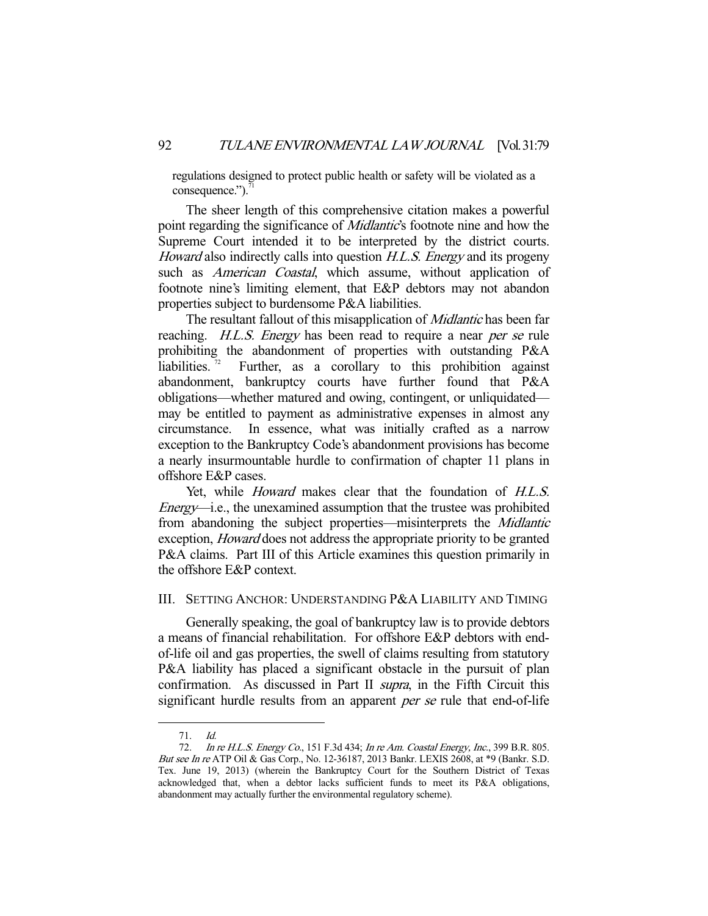regulations designed to protect public health or safety will be violated as a consequence.").[71]

The sheer length of this comprehensive citation makes a powerful point regarding the significance of *Midlantic*'s footnote nine and how the Supreme Court intended it to be interpreted by the district courts. *Howard* also indirectly calls into question *H.L.S. Energy* and its progeny such as *American Coastal*, which assume, without application of footnote nine's limiting element, that E&P debtors may not abandon properties subject to burdensome P&A liabilities.

The resultant fallout of this misapplication of *Midlantic* has been far reaching. *H.L.S. Energy* has been read to require a near *per se* rule prohibiting the abandonment of properties with outstanding P&A liabilities.[72] Further, as a corollary to this prohibition against abandonment, bankruptcy courts have further found that P&A obligations—whether matured and owing, contingent, or unliquidated—may be entitled to payment as administrative expenses in almost any circumstance. In essence, what was initially crafted as a narrow exception to the Bankruptcy Code's abandonment provisions has become a nearly insurmountable hurdle to confirmation of chapter 11 plans in offshore E&P cases.

Yet, while *Howard* makes clear that the foundation of *H.L.S. Energy*—i.e., the unexamined assumption that the trustee was prohibited from abandoning the subject properties—misinterprets the *Midlantic* exception, *Howard* does not address the appropriate priority to be granted P&A claims. Part III of this Article examines this question primarily in the offshore E&P context.

## III. Setting Anchor: Understanding P&A Liability and Timing

Generally speaking, the goal of bankruptcy law is to provide debtors a means of financial rehabilitation. For offshore E&P debtors with end-of-life oil and gas properties, the swell of claims resulting from statutory P&A liability has placed a significant obstacle in the pursuit of plan confirmation. As discussed in Part II *supra*, in the Fifth Circuit this significant hurdle results from an apparent *per se* rule that end-of-life

---

71. *Id.*

72. *In re H.L.S. Energy Co.*, 151 F.3d 434; *In re Am. Coastal Energy, Inc.*, 399 B.R. 805. *But see In re* ATP Oil & Gas Corp., No. 12-36187, 2013 Bankr. LEXIS 2608, at *9 (Bankr. S.D. Tex. June 19, 2013) (wherein the Bankruptcy Court for the Southern District of Texas acknowledged that, when a debtor lacks sufficient funds to meet its P&A obligations, abandonment may actually further the environmental regulatory scheme).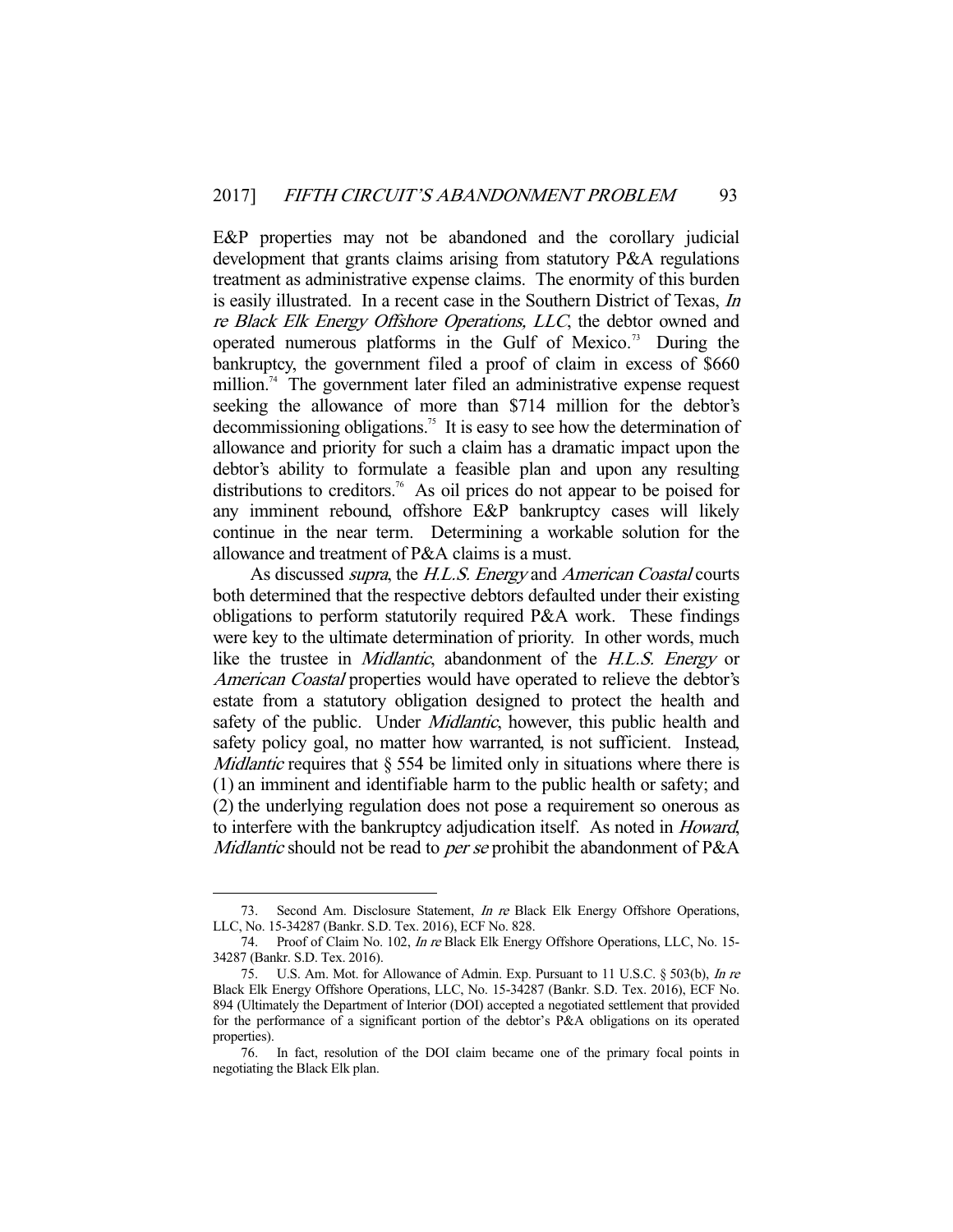E&P properties may not be abandoned and the corollary judicial development that grants claims arising from statutory P&A regulations treatment as administrative expense claims. The enormity of this burden is easily illustrated. In a recent case in the Southern District of Texas, *In re Black Elk Energy Offshore Operations, LLC*, the debtor owned and operated numerous platforms in the Gulf of Mexico.[73] During the bankruptcy, the government filed a proof of claim in excess of $660 million.[74] The government later filed an administrative expense request seeking the allowance of more than $714 million for the debtor's decommissioning obligations.[75] It is easy to see how the determination of allowance and priority for such a claim has a dramatic impact upon the debtor's ability to formulate a feasible plan and upon any resulting distributions to creditors.[76] As oil prices do not appear to be poised for any imminent rebound, offshore E&P bankruptcy cases will likely continue in the near term. Determining a workable solution for the allowance and treatment of P&A claims is a must.

As discussed *supra*, the *H.L.S. Energy* and *American Coastal* courts both determined that the respective debtors defaulted under their existing obligations to perform statutorily required P&A work. These findings were key to the ultimate determination of priority. In other words, much like the trustee in *Midlantic*, abandonment of the *H.L.S. Energy* or *American Coastal* properties would have operated to relieve the debtor's estate from a statutory obligation designed to protect the health and safety of the public. Under *Midlantic*, however, this public health and safety policy goal, no matter how warranted, is not sufficient. Instead, *Midlantic* requires that § 554 be limited only in situations where there is (1) an imminent and identifiable harm to the public health or safety; and (2) the underlying regulation does not pose a requirement so onerous as to interfere with the bankruptcy adjudication itself. As noted in *Howard*, *Midlantic* should not be read to *per se* prohibit the abandonment of P&A

---

73. Second Am. Disclosure Statement, *In re* Black Elk Energy Offshore Operations, LLC, No. 15-34287 (Bankr. S.D. Tex. 2016), ECF No. 828.

74. Proof of Claim No. 102, *In re* Black Elk Energy Offshore Operations, LLC, No. 15-34287 (Bankr. S.D. Tex. 2016).

75. U.S. Am. Mot. for Allowance of Admin. Exp. Pursuant to 11 U.S.C. § 503(b), *In re* Black Elk Energy Offshore Operations, LLC, No. 15-34287 (Bankr. S.D. Tex. 2016), ECF No. 894 (Ultimately the Department of Interior (DOI) accepted a negotiated settlement that provided for the performance of a significant portion of the debtor's P&A obligations on its operated properties).

76. In fact, resolution of the DOI claim became one of the primary focal points in negotiating the Black Elk plan.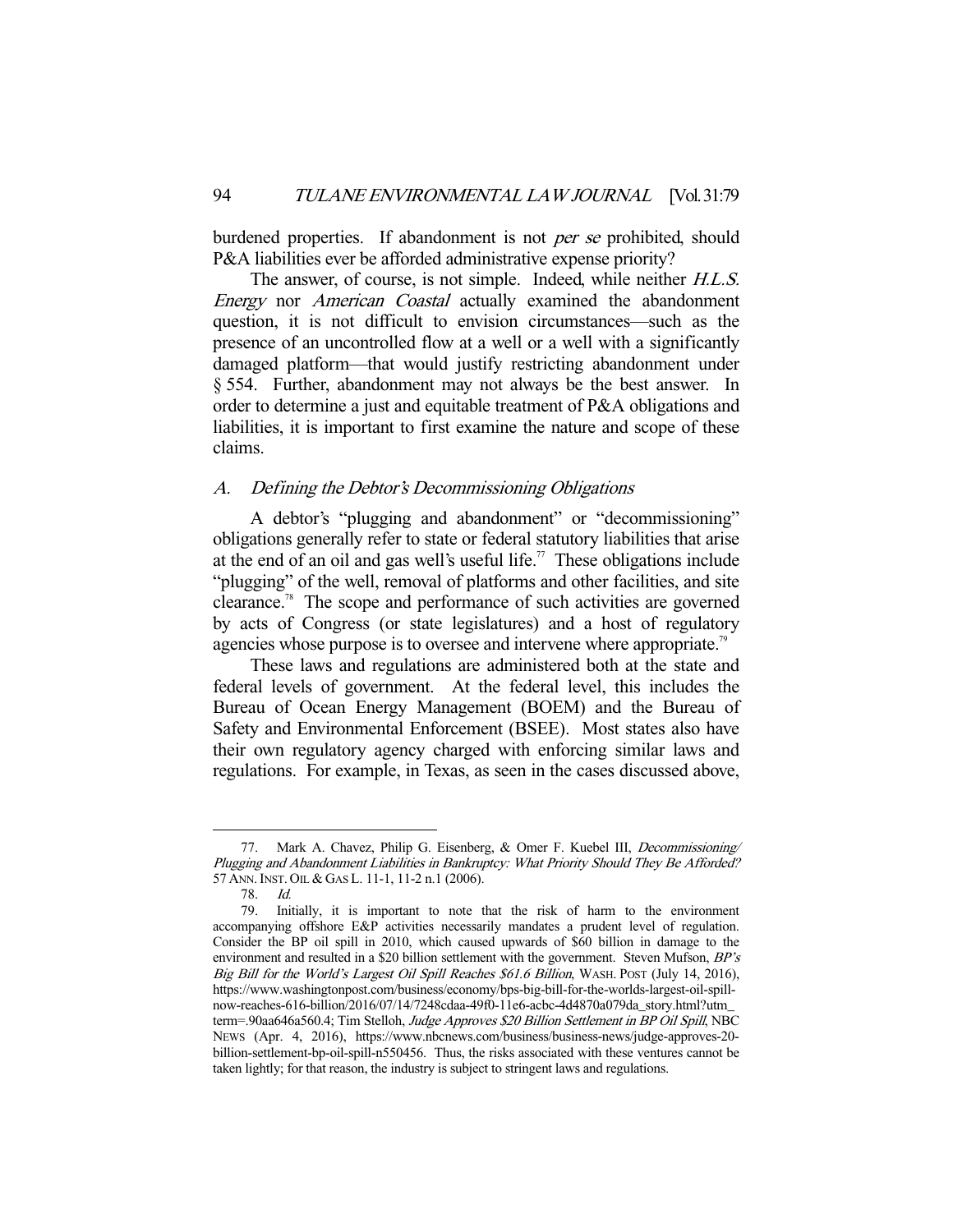burdened properties. If abandonment is not *per se* prohibited, should P&A liabilities ever be afforded administrative expense priority?

The answer, of course, is not simple. Indeed, while neither *H.L.S. Energy* nor *American Coastal* actually examined the abandonment question, it is not difficult to envision circumstances—such as the presence of an uncontrolled flow at a well or a well with a significantly damaged platform—that would justify restricting abandonment under § 554. Further, abandonment may not always be the best answer. In order to determine a just and equitable treatment of P&A obligations and liabilities, it is important to first examine the nature and scope of these claims.

### *A. Defining the Debtor's Decommissioning Obligations*

A debtor's "plugging and abandonment" or "decommissioning" obligations generally refer to state or federal statutory liabilities that arise at the end of an oil and gas well's useful life.[77] These obligations include "plugging" of the well, removal of platforms and other facilities, and site clearance.[78] The scope and performance of such activities are governed by acts of Congress (or state legislatures) and a host of regulatory agencies whose purpose is to oversee and intervene where appropriate.[79]

These laws and regulations are administered both at the state and federal levels of government. At the federal level, this includes the Bureau of Ocean Energy Management (BOEM) and the Bureau of Safety and Environmental Enforcement (BSEE). Most states also have their own regulatory agency charged with enforcing similar laws and regulations. For example, in Texas, as seen in the cases discussed above,

---

77. Mark A. Chavez, Philip G. Eisenberg, & Omer F. Kuebel III, *Decommissioning/ Plugging and Abandonment Liabilities in Bankruptcy: What Priority Should They Be Afforded?* 57 ANN. INST. OIL & GAS L. 11-1, 11-2 n.1 (2006).

78. *Id.*

79. Initially, it is important to note that the risk of harm to the environment accompanying offshore E&P activities necessarily mandates a prudent level of regulation. Consider the BP oil spill in 2010, which caused upwards of $60 billion in damage to the environment and resulted in a $20 billion settlement with the government. Steven Mufson, *BP's Big Bill for the World's Largest Oil Spill Reaches $61.6 Billion*, WASH. POST (July 14, 2016), https://www.washingtonpost.com/business/economy/bps-big-bill-for-the-worlds-largest-oil-spill-now-reaches-616-billion/2016/07/14/7248cdaa-49f0-11e6-acbc-4d4870a079da_story.html?utm_term=.90aa646a560.4; Tim Stelloh, *Judge Approves $20 Billion Settlement in BP Oil Spill*, NBC NEWS (Apr. 4, 2016), https://www.nbcnews.com/business/business-news/judge-approves-20-billion-settlement-bp-oil-spill-n550456. Thus, the risks associated with these ventures cannot be taken lightly; for that reason, the industry is subject to stringent laws and regulations.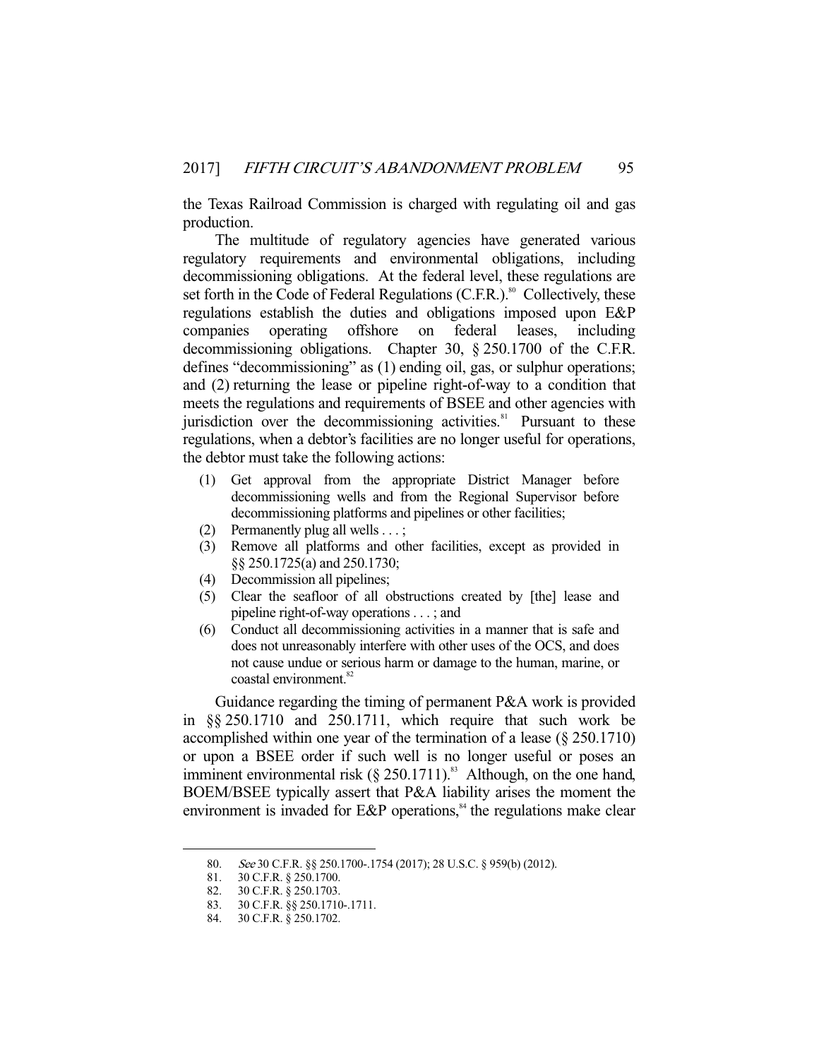the Texas Railroad Commission is charged with regulating oil and gas production.

The multitude of regulatory agencies have generated various regulatory requirements and environmental obligations, including decommissioning obligations. At the federal level, these regulations are set forth in the Code of Federal Regulations (C.F.R.).[80] Collectively, these regulations establish the duties and obligations imposed upon E&P companies operating offshore on federal leases, including decommissioning obligations. Chapter 30, § 250.1700 of the C.F.R. defines "decommissioning" as (1) ending oil, gas, or sulphur operations; and (2) returning the lease or pipeline right-of-way to a condition that meets the regulations and requirements of BSEE and other agencies with jurisdiction over the decommissioning activities.[81] Pursuant to these regulations, when a debtor's facilities are no longer useful for operations, the debtor must take the following actions:

> (1) Get approval from the appropriate District Manager before decommissioning wells and from the Regional Supervisor before decommissioning platforms and pipelines or other facilities;
> (2) Permanently plug all wells . . . ;
> (3) Remove all platforms and other facilities, except as provided in §§ 250.1725(a) and 250.1730;
> (4) Decommission all pipelines;
> (5) Clear the seafloor of all obstructions created by [the] lease and pipeline right-of-way operations . . . ; and
> (6) Conduct all decommissioning activities in a manner that is safe and does not unreasonably interfere with other uses of the OCS, and does not cause undue or serious harm or damage to the human, marine, or coastal environment.[82]

Guidance regarding the timing of permanent P&A work is provided in §§ 250.1710 and 250.1711, which require that such work be accomplished within one year of the termination of a lease (§ 250.1710) or upon a BSEE order if such well is no longer useful or poses an imminent environmental risk (§ 250.1711).[83] Although, on the one hand, BOEM/BSEE typically assert that P&A liability arises the moment the environment is invaded for E&P operations,[84] the regulations make clear

---

80. *See* 30 C.F.R. §§ 250.1700-.1754 (2017); 28 U.S.C. § 959(b) (2012).
81. 30 C.F.R. § 250.1700.
82. 30 C.F.R. § 250.1703.
83. 30 C.F.R. §§ 250.1710-.1711.
84. 30 C.F.R. § 250.1702.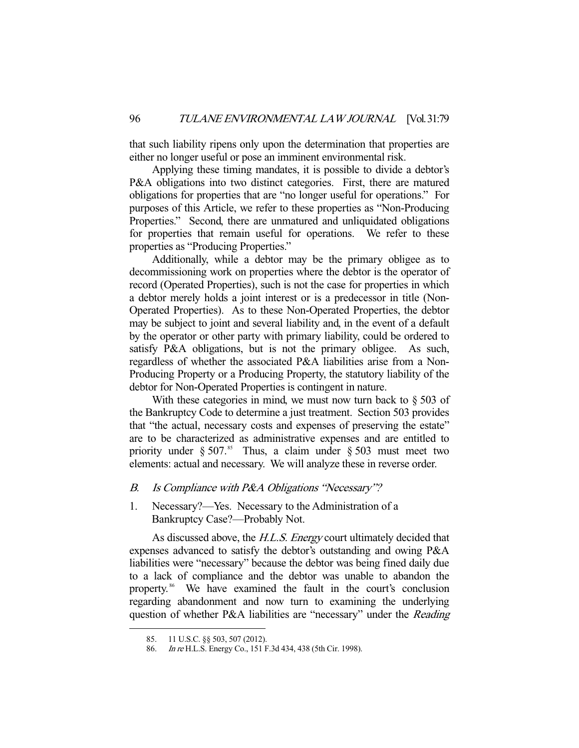that such liability ripens only upon the determination that properties are either no longer useful or pose an imminent environmental risk.

Applying these timing mandates, it is possible to divide a debtor's P&A obligations into two distinct categories. First, there are matured obligations for properties that are "no longer useful for operations." For purposes of this Article, we refer to these properties as "Non-Producing Properties." Second, there are unmatured and unliquidated obligations for properties that remain useful for operations. We refer to these properties as "Producing Properties."

Additionally, while a debtor may be the primary obligee as to decommissioning work on properties where the debtor is the operator of record (Operated Properties), such is not the case for properties in which a debtor merely holds a joint interest or is a predecessor in title (Non-Operated Properties). As to these Non-Operated Properties, the debtor may be subject to joint and several liability and, in the event of a default by the operator or other party with primary liability, could be ordered to satisfy P&A obligations, but is not the primary obligee. As such, regardless of whether the associated P&A liabilities arise from a Non-Producing Property or a Producing Property, the statutory liability of the debtor for Non-Operated Properties is contingent in nature.

With these categories in mind, we must now turn back to § 503 of the Bankruptcy Code to determine a just treatment. Section 503 provides that "the actual, necessary costs and expenses of preserving the estate" are to be characterized as administrative expenses and are entitled to priority under § 507.[85] Thus, a claim under § 503 must meet two elements: actual and necessary. We will analyze these in reverse order.

### *B. Is Compliance with P&A Obligations "Necessary"?*

#### 1. Necessary?—Yes. Necessary to the Administration of a Bankruptcy Case?—Probably Not.

As discussed above, the *H.L.S. Energy* court ultimately decided that expenses advanced to satisfy the debtor's outstanding and owing P&A liabilities were "necessary" because the debtor was being fined daily due to a lack of compliance and the debtor was unable to abandon the property.[86] We have examined the fault in the court's conclusion regarding abandonment and now turn to examining the underlying question of whether P&A liabilities are "necessary" under the *Reading*

---

85. 11 U.S.C. §§ 503, 507 (2012).

86. *In re* H.L.S. Energy Co., 151 F.3d 434, 438 (5th Cir. 1998).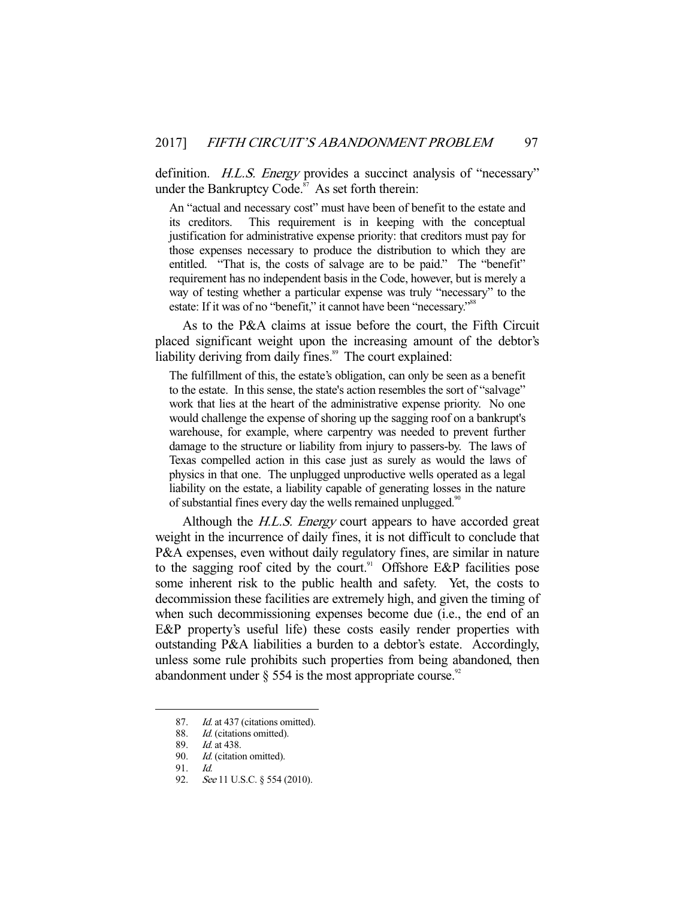definition. *H.L.S. Energy* provides a succinct analysis of "necessary" under the Bankruptcy Code.[87] As set forth therein:

> An "actual and necessary cost" must have been of benefit to the estate and its creditors. This requirement is in keeping with the conceptual justification for administrative expense priority: that creditors must pay for those expenses necessary to produce the distribution to which they are entitled. "That is, the costs of salvage are to be paid." The "benefit" requirement has no independent basis in the Code, however, but is merely a way of testing whether a particular expense was truly "necessary" to the estate: If it was of no "benefit," it cannot have been "necessary."[88]

As to the P&A claims at issue before the court, the Fifth Circuit placed significant weight upon the increasing amount of the debtor's liability deriving from daily fines.[89] The court explained:

> The fulfillment of this, the estate's obligation, can only be seen as a benefit to the estate. In this sense, the state's action resembles the sort of "salvage" work that lies at the heart of the administrative expense priority. No one would challenge the expense of shoring up the sagging roof on a bankrupt's warehouse, for example, where carpentry was needed to prevent further damage to the structure or liability from injury to passers-by. The laws of Texas compelled action in this case just as surely as would the laws of physics in that one. The unplugged unproductive wells operated as a legal liability on the estate, a liability capable of generating losses in the nature of substantial fines every day the wells remained unplugged.[90]

Although the *H.L.S. Energy* court appears to have accorded great weight in the incurrence of daily fines, it is not difficult to conclude that P&A expenses, even without daily regulatory fines, are similar in nature to the sagging roof cited by the court.[91] Offshore E&P facilities pose some inherent risk to the public health and safety. Yet, the costs to decommission these facilities are extremely high, and given the timing of when such decommissioning expenses become due (i.e., the end of an E&P property's useful life) these costs easily render properties with outstanding P&A liabilities a burden to a debtor's estate. Accordingly, unless some rule prohibits such properties from being abandoned, then abandonment under § 554 is the most appropriate course.[92]

---

87. *Id.* at 437 (citations omitted).
88. *Id.* (citations omitted).
89. *Id.* at 438.
90. *Id.* (citation omitted).
91. *Id.*
92. *See* 11 U.S.C. § 554 (2010).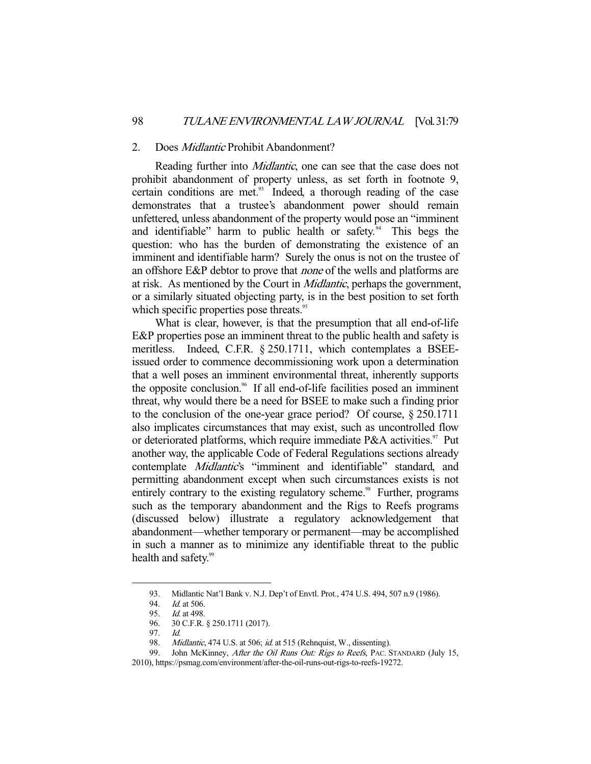### 2. Does *Midlantic* Prohibit Abandonment?

Reading further into *Midlantic*, one can see that the case does not prohibit abandonment of property unless, as set forth in footnote 9, certain conditions are met.[93] Indeed, a thorough reading of the case demonstrates that a trustee's abandonment power should remain unfettered, unless abandonment of the property would pose an "imminent and identifiable" harm to public health or safety.[94] This begs the question: who has the burden of demonstrating the existence of an imminent and identifiable harm? Surely the onus is not on the trustee of an offshore E&P debtor to prove that *none* of the wells and platforms are at risk. As mentioned by the Court in *Midlantic*, perhaps the government, or a similarly situated objecting party, is in the best position to set forth which specific properties pose threats.[95]

What is clear, however, is that the presumption that all end-of-life E&P properties pose an imminent threat to the public health and safety is meritless. Indeed, C.F.R. § 250.1711, which contemplates a BSEE-issued order to commence decommissioning work upon a determination that a well poses an imminent environmental threat, inherently supports the opposite conclusion.[96] If all end-of-life facilities posed an imminent threat, why would there be a need for BSEE to make such a finding prior to the conclusion of the one-year grace period? Of course, § 250.1711 also implicates circumstances that may exist, such as uncontrolled flow or deteriorated platforms, which require immediate P&A activities.[97] Put another way, the applicable Code of Federal Regulations sections already contemplate *Midlantic*'s "imminent and identifiable" standard, and permitting abandonment except when such circumstances exists is not entirely contrary to the existing regulatory scheme.[98] Further, programs such as the temporary abandonment and the Rigs to Reefs programs (discussed below) illustrate a regulatory acknowledgement that abandonment—whether temporary or permanent—may be accomplished in such a manner as to minimize any identifiable threat to the public health and safety.[99]

---

93. Midlantic Nat'l Bank v. N.J. Dep't of Envtl. Prot., 474 U.S. 494, 507 n.9 (1986).

94. *Id.* at 506.

95. *Id.* at 498.

96. 30 C.F.R. § 250.1711 (2017).

97. *Id.*

98. *Midlantic*, 474 U.S. at 506; *id.* at 515 (Rehnquist, W., dissenting).

99. John McKinney, *After the Oil Runs Out: Rigs to Reefs*, PAC. STANDARD (July 15, 2010), https://psmag.com/environment/after-the-oil-runs-out-rigs-to-reefs-19272.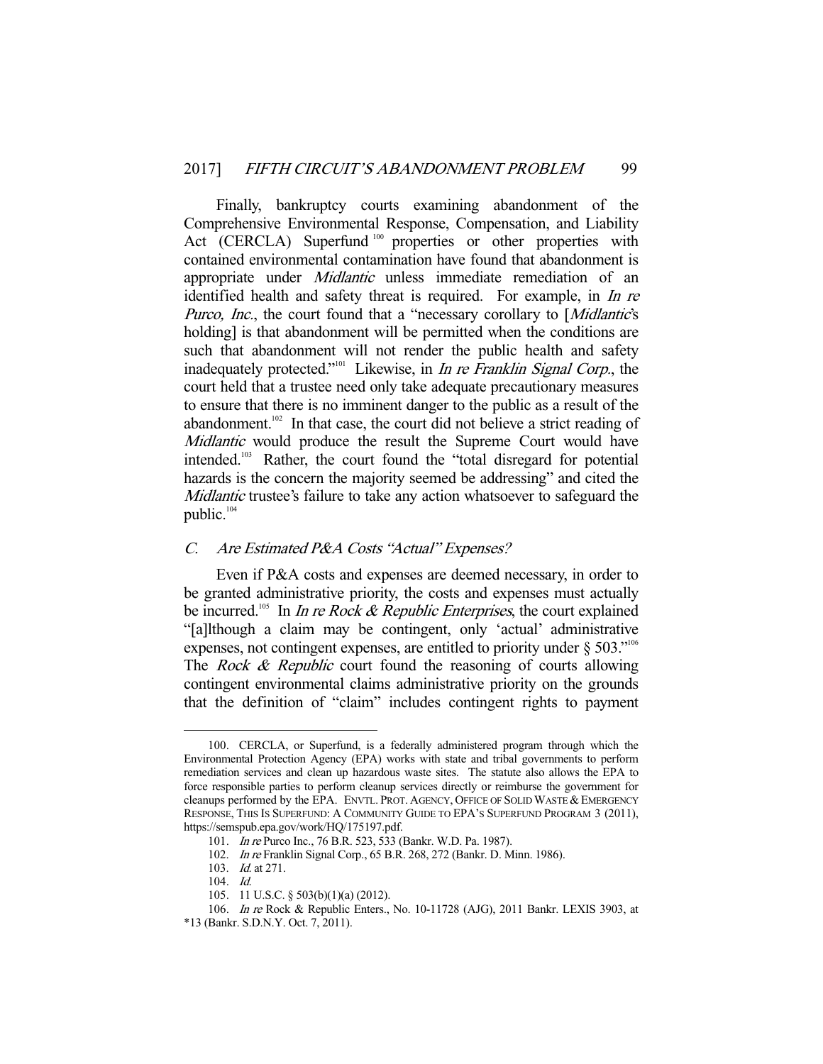Finally, bankruptcy courts examining abandonment of the Comprehensive Environmental Response, Compensation, and Liability Act (CERCLA) Superfund[100] properties or other properties with contained environmental contamination have found that abandonment is appropriate under *Midlantic* unless immediate remediation of an identified health and safety threat is required. For example, in *In re Purco, Inc.*, the court found that a "necessary corollary to [*Midlantic*'s holding] is that abandonment will be permitted when the conditions are such that abandonment will not render the public health and safety inadequately protected."[101] Likewise, in *In re Franklin Signal Corp.*, the court held that a trustee need only take adequate precautionary measures to ensure that there is no imminent danger to the public as a result of the abandonment.[102] In that case, the court did not believe a strict reading of *Midlantic* would produce the result the Supreme Court would have intended.[103] Rather, the court found the "total disregard for potential hazards is the concern the majority seemed be addressing" and cited the *Midlantic* trustee's failure to take any action whatsoever to safeguard the public.[104]

### *C. Are Estimated P&A Costs "Actual" Expenses?*

Even if P&A costs and expenses are deemed necessary, in order to be granted administrative priority, the costs and expenses must actually be incurred.[105] In *In re Rock & Republic Enterprises*, the court explained "[a]lthough a claim may be contingent, only 'actual' administrative expenses, not contingent expenses, are entitled to priority under § 503."[106] The *Rock & Republic* court found the reasoning of courts allowing contingent environmental claims administrative priority on the grounds that the definition of "claim" includes contingent rights to payment

---

100. CERCLA, or Superfund, is a federally administered program through which the Environmental Protection Agency (EPA) works with state and tribal governments to perform remediation services and clean up hazardous waste sites. The statute also allows the EPA to force responsible parties to perform cleanup services directly or reimburse the government for cleanups performed by the EPA. ENVTL. PROT. AGENCY, OFFICE OF SOLID WASTE & EMERGENCY RESPONSE, THIS IS SUPERFUND: A COMMUNITY GUIDE TO EPA'S SUPERFUND PROGRAM 3 (2011), https://semspub.epa.gov/work/HQ/175197.pdf.

101. *In re* Purco Inc., 76 B.R. 523, 533 (Bankr. W.D. Pa. 1987).

102. *In re* Franklin Signal Corp., 65 B.R. 268, 272 (Bankr. D. Minn. 1986).

103. *Id.* at 271.

104. *Id.*

105. 11 U.S.C. § 503(b)(1)(a) (2012).

106. *In re* Rock & Republic Enters., No. 10-11728 (AJG), 2011 Bankr. LEXIS 3903, at *13 (Bankr. S.D.N.Y. Oct. 7, 2011).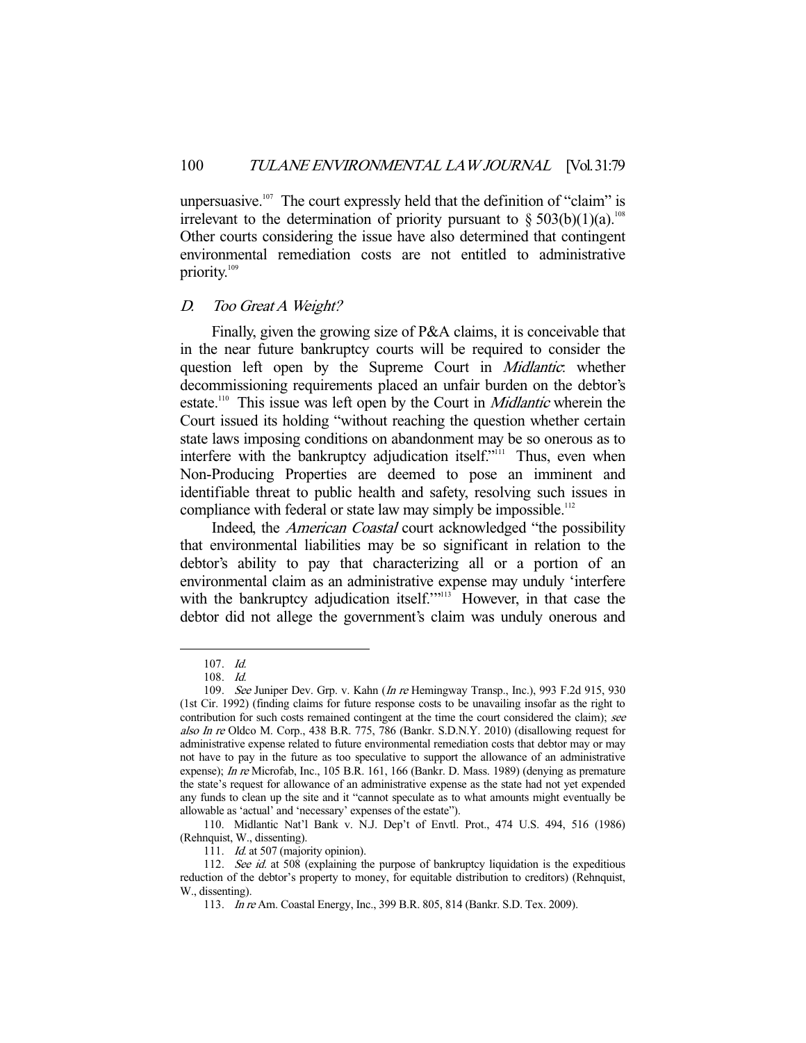unpersuasive.[107] The court expressly held that the definition of "claim" is irrelevant to the determination of priority pursuant to § 503(b)(1)(a).[108] Other courts considering the issue have also determined that contingent environmental remediation costs are not entitled to administrative priority.[109]

## *D. Too Great A Weight?*

Finally, given the growing size of P&A claims, it is conceivable that in the near future bankruptcy courts will be required to consider the question left open by the Supreme Court in *Midlantic*: whether decommissioning requirements placed an unfair burden on the debtor's estate.[110] This issue was left open by the Court in *Midlantic* wherein the Court issued its holding "without reaching the question whether certain state laws imposing conditions on abandonment may be so onerous as to interfere with the bankruptcy adjudication itself."[111] Thus, even when Non-Producing Properties are deemed to pose an imminent and identifiable threat to public health and safety, resolving such issues in compliance with federal or state law may simply be impossible.[112]

Indeed, the *American Coastal* court acknowledged "the possibility that environmental liabilities may be so significant in relation to the debtor's ability to pay that characterizing all or a portion of an environmental claim as an administrative expense may unduly 'interfere with the bankruptcy adjudication itself.'"[113] However, in that case the debtor did not allege the government's claim was unduly onerous and

---

107. *Id.*

108. *Id.*

109. *See* Juniper Dev. Grp. v. Kahn (*In re* Hemingway Transp., Inc.), 993 F.2d 915, 930 (1st Cir. 1992) (finding claims for future response costs to be unavailing insofar as the right to contribution for such costs remained contingent at the time the court considered the claim); *see also In re* Oldco M. Corp., 438 B.R. 775, 786 (Bankr. S.D.N.Y. 2010) (disallowing request for administrative expense related to future environmental remediation costs that debtor may or may not have to pay in the future as too speculative to support the allowance of an administrative expense); *In re* Microfab, Inc., 105 B.R. 161, 166 (Bankr. D. Mass. 1989) (denying as premature the state's request for allowance of an administrative expense as the state had not yet expended any funds to clean up the site and it "cannot speculate as to what amounts might eventually be allowable as 'actual' and 'necessary' expenses of the estate").

110. Midlantic Nat'l Bank v. N.J. Dep't of Envtl. Prot., 474 U.S. 494, 516 (1986) (Rehnquist, W., dissenting).

111. *Id.* at 507 (majority opinion).

112. *See id.* at 508 (explaining the purpose of bankruptcy liquidation is the expeditious reduction of the debtor's property to money, for equitable distribution to creditors) (Rehnquist, W., dissenting).

113. *In re* Am. Coastal Energy, Inc., 399 B.R. 805, 814 (Bankr. S.D. Tex. 2009).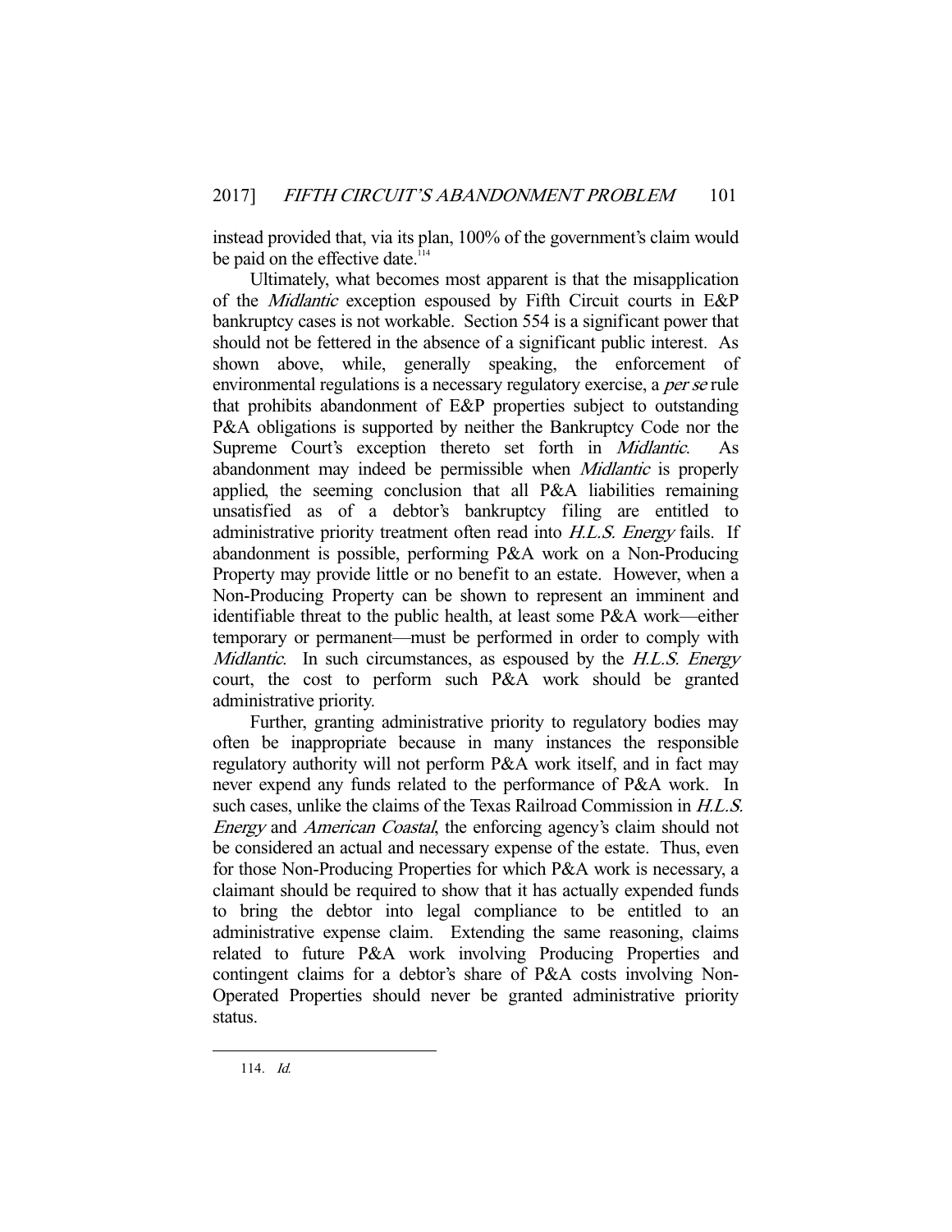instead provided that, via its plan, 100% of the government's claim would be paid on the effective date.[114]

Ultimately, what becomes most apparent is that the misapplication of the *Midlantic* exception espoused by Fifth Circuit courts in E&P bankruptcy cases is not workable. Section 554 is a significant power that should not be fettered in the absence of a significant public interest. As shown above, while, generally speaking, the enforcement of environmental regulations is a necessary regulatory exercise, a *per se* rule that prohibits abandonment of E&P properties subject to outstanding P&A obligations is supported by neither the Bankruptcy Code nor the Supreme Court's exception thereto set forth in *Midlantic*. As abandonment may indeed be permissible when *Midlantic* is properly applied, the seeming conclusion that all P&A liabilities remaining unsatisfied as of a debtor's bankruptcy filing are entitled to administrative priority treatment often read into *H.L.S. Energy* fails. If abandonment is possible, performing P&A work on a Non-Producing Property may provide little or no benefit to an estate. However, when a Non-Producing Property can be shown to represent an imminent and identifiable threat to the public health, at least some P&A work—either temporary or permanent—must be performed in order to comply with *Midlantic*. In such circumstances, as espoused by the *H.L.S. Energy* court, the cost to perform such P&A work should be granted administrative priority.

Further, granting administrative priority to regulatory bodies may often be inappropriate because in many instances the responsible regulatory authority will not perform P&A work itself, and in fact may never expend any funds related to the performance of P&A work. In such cases, unlike the claims of the Texas Railroad Commission in *H.L.S. Energy* and *American Coastal*, the enforcing agency's claim should not be considered an actual and necessary expense of the estate. Thus, even for those Non-Producing Properties for which P&A work is necessary, a claimant should be required to show that it has actually expended funds to bring the debtor into legal compliance to be entitled to an administrative expense claim. Extending the same reasoning, claims related to future P&A work involving Producing Properties and contingent claims for a debtor's share of P&A costs involving Non-Operated Properties should never be granted administrative priority status.

114. *Id.*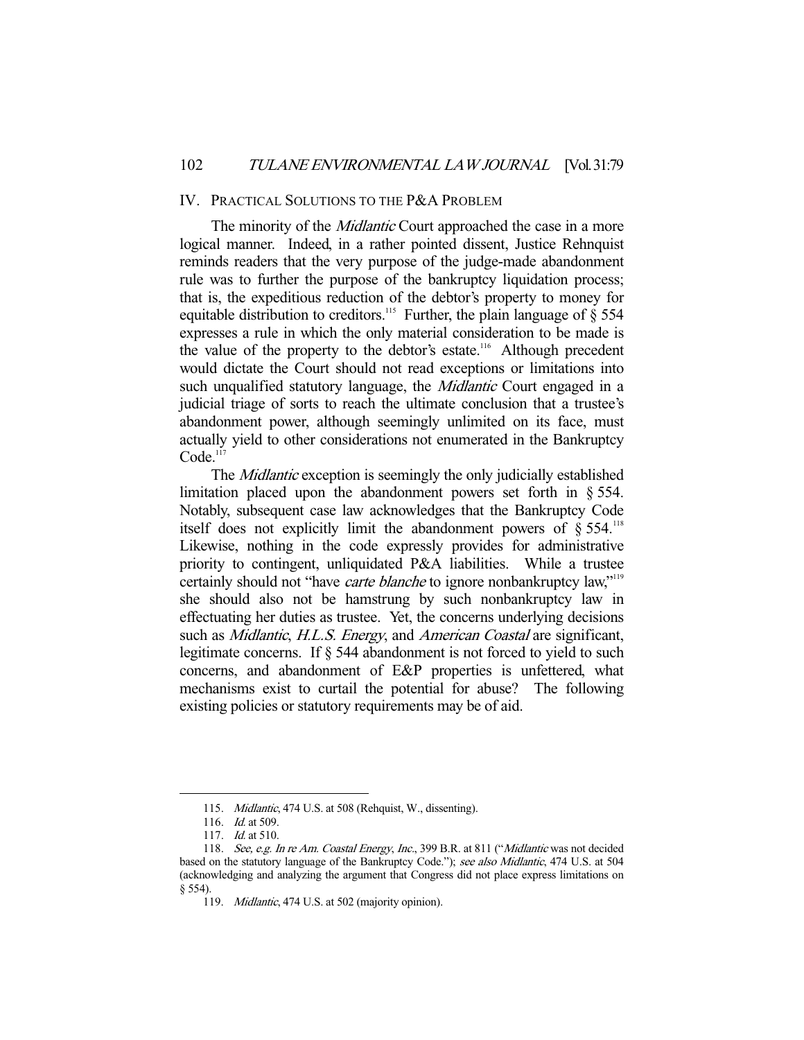## IV. PRACTICAL SOLUTIONS TO THE P&A PROBLEM

The minority of the *Midlantic* Court approached the case in a more logical manner. Indeed, in a rather pointed dissent, Justice Rehnquist reminds readers that the very purpose of the judge-made abandonment rule was to further the purpose of the bankruptcy liquidation process; that is, the expeditious reduction of the debtor's property to money for equitable distribution to creditors.[115] Further, the plain language of § 554 expresses a rule in which the only material consideration to be made is the value of the property to the debtor's estate.[116] Although precedent would dictate the Court should not read exceptions or limitations into such unqualified statutory language, the *Midlantic* Court engaged in a judicial triage of sorts to reach the ultimate conclusion that a trustee's abandonment power, although seemingly unlimited on its face, must actually yield to other considerations not enumerated in the Bankruptcy Code.[117]

The *Midlantic* exception is seemingly the only judicially established limitation placed upon the abandonment powers set forth in § 554. Notably, subsequent case law acknowledges that the Bankruptcy Code itself does not explicitly limit the abandonment powers of § 554.[118] Likewise, nothing in the code expressly provides for administrative priority to contingent, unliquidated P&A liabilities. While a trustee certainly should not "have *carte blanche* to ignore nonbankruptcy law,"[119] she should also not be hamstrung by such nonbankruptcy law in effectuating her duties as trustee. Yet, the concerns underlying decisions such as *Midlantic*, *H.L.S. Energy*, and *American Coastal* are significant, legitimate concerns. If § 544 abandonment is not forced to yield to such concerns, and abandonment of E&P properties is unfettered, what mechanisms exist to curtail the potential for abuse? The following existing policies or statutory requirements may be of aid.

---

115. *Midlantic*, 474 U.S. at 508 (Rehquist, W., dissenting).

116. *Id.* at 509.

117. *Id.* at 510.

118. *See, e.g. In re Am. Coastal Energy, Inc.*, 399 B.R. at 811 ("*Midlantic* was not decided based on the statutory language of the Bankruptcy Code."); *see also Midlantic*, 474 U.S. at 504 (acknowledging and analyzing the argument that Congress did not place express limitations on § 554).

119. *Midlantic*, 474 U.S. at 502 (majority opinion).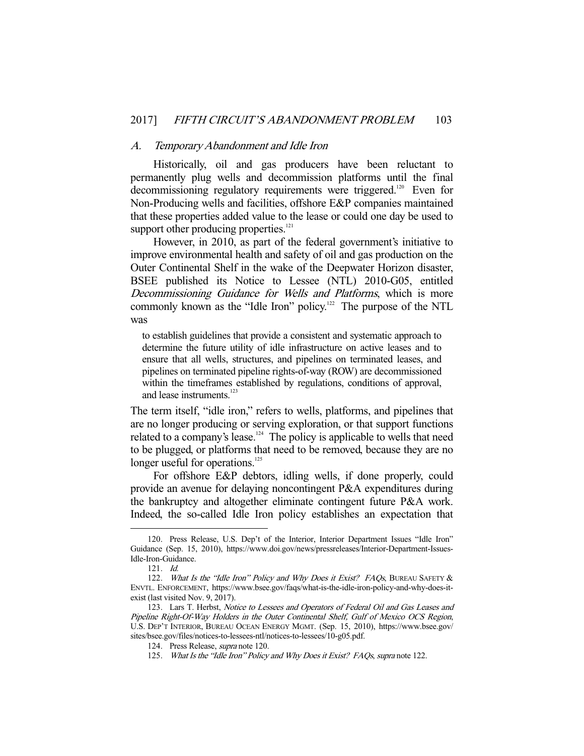### *A. Temporary Abandonment and Idle Iron*

Historically, oil and gas producers have been reluctant to permanently plug wells and decommission platforms until the final decommissioning regulatory requirements were triggered.[120] Even for Non-Producing wells and facilities, offshore E&P companies maintained that these properties added value to the lease or could one day be used to support other producing properties.[121]

However, in 2010, as part of the federal government's initiative to improve environmental health and safety of oil and gas production on the Outer Continental Shelf in the wake of the Deepwater Horizon disaster, BSEE published its Notice to Lessee (NTL) 2010-G05, entitled *Decommissioning Guidance for Wells and Platforms*, which is more commonly known as the "Idle Iron" policy.[122] The purpose of the NTL was

> to establish guidelines that provide a consistent and systematic approach to determine the future utility of idle infrastructure on active leases and to ensure that all wells, structures, and pipelines on terminated leases, and pipelines on terminated pipeline rights-of-way (ROW) are decommissioned within the timeframes established by regulations, conditions of approval, and lease instruments.[123]

The term itself, "idle iron," refers to wells, platforms, and pipelines that are no longer producing or serving exploration, or that support functions related to a company's lease.[124] The policy is applicable to wells that need to be plugged, or platforms that need to be removed, because they are no longer useful for operations.[125]

For offshore E&P debtors, idling wells, if done properly, could provide an avenue for delaying noncontingent P&A expenditures during the bankruptcy and altogether eliminate contingent future P&A work. Indeed, the so-called Idle Iron policy establishes an expectation that

---

120. Press Release, U.S. Dep't of the Interior, Interior Department Issues "Idle Iron" Guidance (Sep. 15, 2010), https://www.doi.gov/news/pressreleases/Interior-Department-Issues-Idle-Iron-Guidance.

121. *Id.*

122. *What Is the "Idle Iron" Policy and Why Does it Exist? FAQs*, BUREAU SAFETY & ENVTL. ENFORCEMENT, https://www.bsee.gov/faqs/what-is-the-idle-iron-policy-and-why-does-it-exist (last visited Nov. 9, 2017).

123. Lars T. Herbst, *Notice to Lessees and Operators of Federal Oil and Gas Leases and Pipeline Right-Of-Way Holders in the Outer Continental Shelf, Gulf of Mexico OCS Region*, U.S. DEP'T INTERIOR, BUREAU OCEAN ENERGY MGMT. (Sep. 15, 2010), https://www.bsee.gov/sites/bsee.gov/files/notices-to-lessees-ntl/notices-to-lessees/10-g05.pdf.

124. Press Release, *supra* note 120.

125. *What Is the "Idle Iron" Policy and Why Does it Exist? FAQs*, *supra* note 122.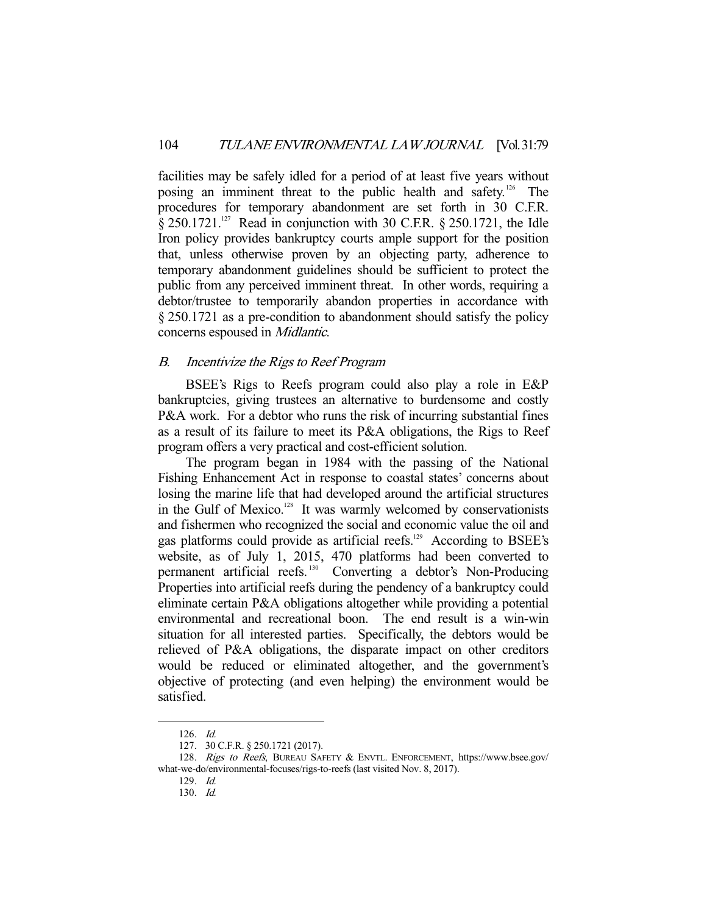facilities may be safely idled for a period of at least five years without posing an imminent threat to the public health and safety.[126] The procedures for temporary abandonment are set forth in 30 C.F.R. § 250.1721.[127] Read in conjunction with 30 C.F.R. § 250.1721, the Idle Iron policy provides bankruptcy courts ample support for the position that, unless otherwise proven by an objecting party, adherence to temporary abandonment guidelines should be sufficient to protect the public from any perceived imminent threat. In other words, requiring a debtor/trustee to temporarily abandon properties in accordance with § 250.1721 as a pre-condition to abandonment should satisfy the policy concerns espoused in *Midlantic*.

### *B. Incentivize the Rigs to Reef Program*

BSEE's Rigs to Reefs program could also play a role in E&P bankruptcies, giving trustees an alternative to burdensome and costly P&A work. For a debtor who runs the risk of incurring substantial fines as a result of its failure to meet its P&A obligations, the Rigs to Reef program offers a very practical and cost-efficient solution.

The program began in 1984 with the passing of the National Fishing Enhancement Act in response to coastal states' concerns about losing the marine life that had developed around the artificial structures in the Gulf of Mexico.[128] It was warmly welcomed by conservationists and fishermen who recognized the social and economic value the oil and gas platforms could provide as artificial reefs.[129] According to BSEE's website, as of July 1, 2015, 470 platforms had been converted to permanent artificial reefs.[130] Converting a debtor's Non-Producing Properties into artificial reefs during the pendency of a bankruptcy could eliminate certain P&A obligations altogether while providing a potential environmental and recreational boon. The end result is a win-win situation for all interested parties. Specifically, the debtors would be relieved of P&A obligations, the disparate impact on other creditors would be reduced or eliminated altogether, and the government's objective of protecting (and even helping) the environment would be satisfied.

---

126. *Id.*

127. 30 C.F.R. § 250.1721 (2017).

128. *Rigs to Reefs*, BUREAU SAFETY & ENVTL. ENFORCEMENT, https://www.bsee.gov/what-we-do/environmental-focuses/rigs-to-reefs (last visited Nov. 8, 2017).

129. *Id.*

130. *Id.*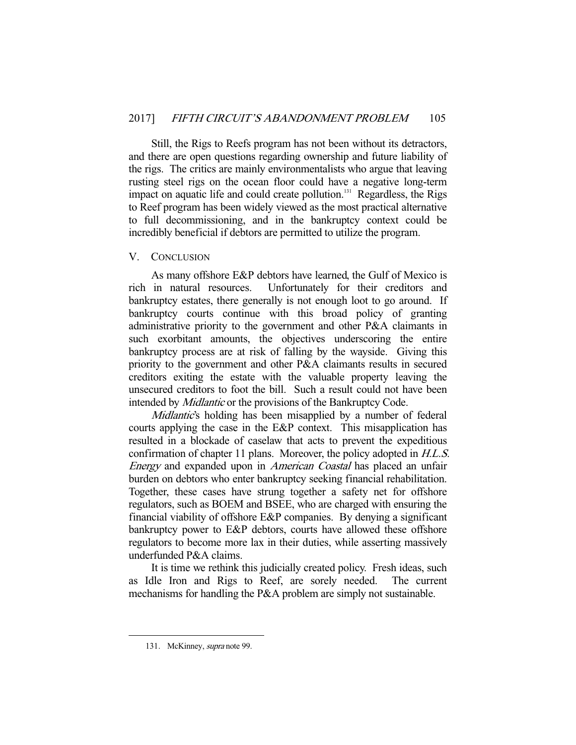Still, the Rigs to Reefs program has not been without its detractors, and there are open questions regarding ownership and future liability of the rigs. The critics are mainly environmentalists who argue that leaving rusting steel rigs on the ocean floor could have a negative long-term impact on aquatic life and could create pollution.[131] Regardless, the Rigs to Reef program has been widely viewed as the most practical alternative to full decommissioning, and in the bankruptcy context could be incredibly beneficial if debtors are permitted to utilize the program.

## V. CONCLUSION

As many offshore E&P debtors have learned, the Gulf of Mexico is rich in natural resources. Unfortunately for their creditors and bankruptcy estates, there generally is not enough loot to go around. If bankruptcy courts continue with this broad policy of granting administrative priority to the government and other P&A claimants in such exorbitant amounts, the objectives underscoring the entire bankruptcy process are at risk of falling by the wayside. Giving this priority to the government and other P&A claimants results in secured creditors exiting the estate with the valuable property leaving the unsecured creditors to foot the bill. Such a result could not have been intended by *Midlantic* or the provisions of the Bankruptcy Code.

*Midlantic*'s holding has been misapplied by a number of federal courts applying the case in the E&P context. This misapplication has resulted in a blockade of caselaw that acts to prevent the expeditious confirmation of chapter 11 plans. Moreover, the policy adopted in *H.L.S. Energy* and expanded upon in *American Coastal* has placed an unfair burden on debtors who enter bankruptcy seeking financial rehabilitation. Together, these cases have strung together a safety net for offshore regulators, such as BOEM and BSEE, who are charged with ensuring the financial viability of offshore E&P companies. By denying a significant bankruptcy power to E&P debtors, courts have allowed these offshore regulators to become more lax in their duties, while asserting massively underfunded P&A claims.

It is time we rethink this judicially created policy. Fresh ideas, such as Idle Iron and Rigs to Reef, are sorely needed. The current mechanisms for handling the P&A problem are simply not sustainable.

---

131. McKinney, *supra* note 99.